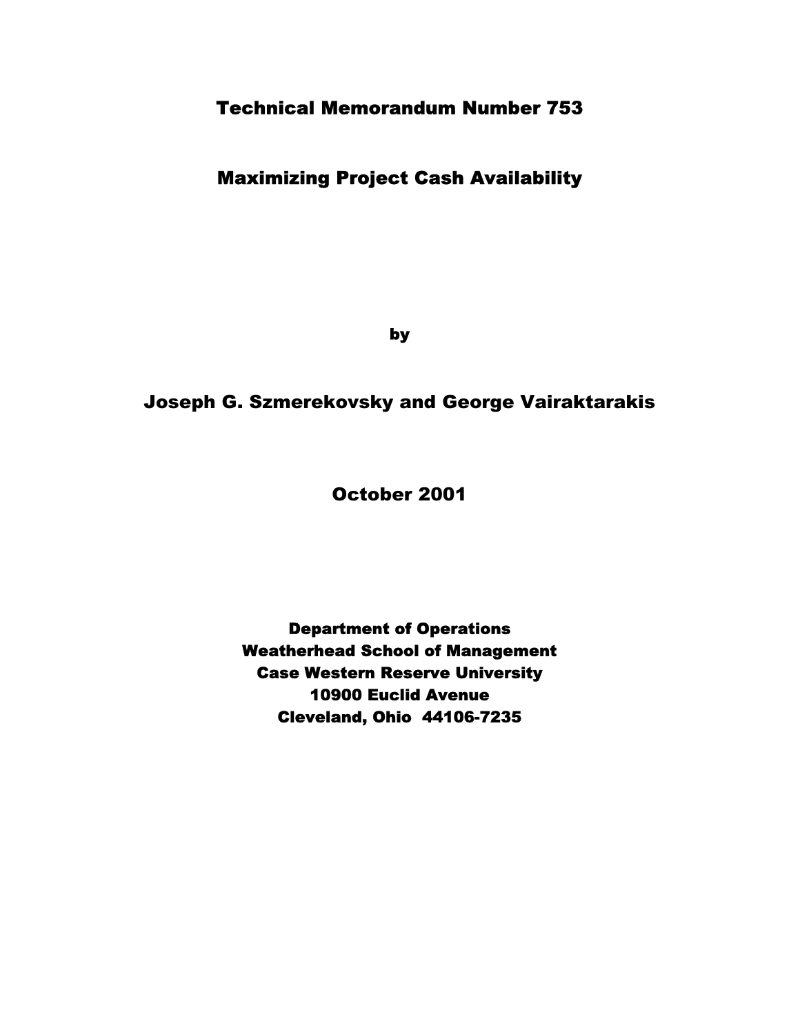# Technical Memorandum Number 753

# Maximizing Project Cash Availability

**by**

## Joseph G. Szmerekovsky and George Vairaktarakis

## October 2001

**Department of Operations**
**Weatherhead School of Management**
**Case Western Reserve University**
**10900 Euclid Avenue**
**Cleveland, Ohio 44106-7235**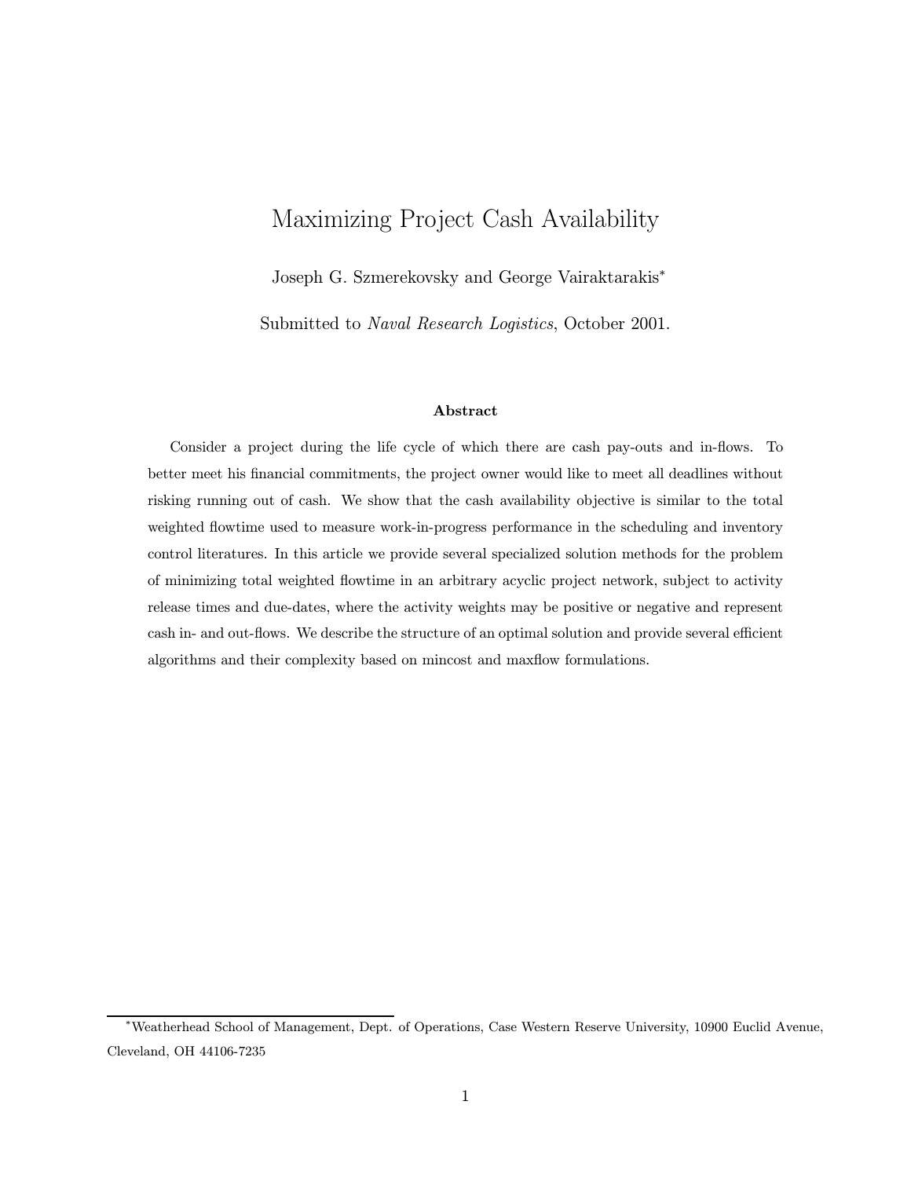# Maximizing Project Cash Availability

Joseph G. Szmerekovsky and George Vairaktarakis*

Submitted to *Naval Research Logistics*, October 2001.

**Abstract**

Consider a project during the life cycle of which there are cash pay-outs and in-flows. To better meet his financial commitments, the project owner would like to meet all deadlines without risking running out of cash. We show that the cash availability objective is similar to the total weighted flowtime used to measure work-in-progress performance in the scheduling and inventory control literatures. In this article we provide several specialized solution methods for the problem of minimizing total weighted flowtime in an arbitrary acyclic project network, subject to activity release times and due-dates, where the activity weights may be positive or negative and represent cash in- and out-flows. We describe the structure of an optimal solution and provide several efficient algorithms and their complexity based on mincost and maxflow formulations.

---

*Weatherhead School of Management, Dept. of Operations, Case Western Reserve University, 10900 Euclid Avenue, Cleveland, OH 44106-7235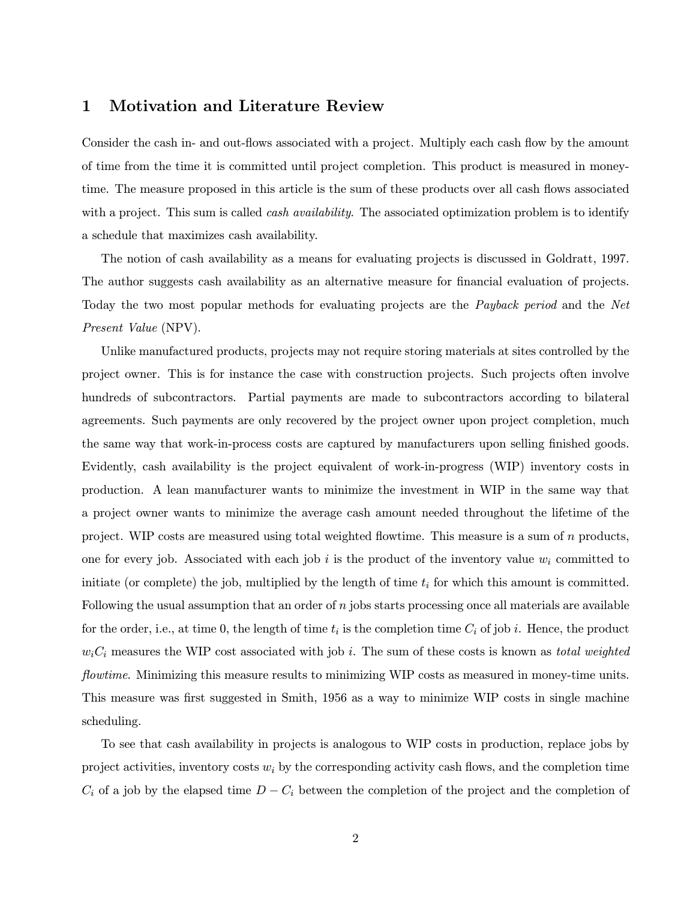## 1 Motivation and Literature Review

Consider the cash in- and out-flows associated with a project. Multiply each cash flow by the amount of time from the time it is committed until project completion. This product is measured in money-time. The measure proposed in this article is the sum of these products over all cash flows associated with a project. This sum is called *cash availability*. The associated optimization problem is to identify a schedule that maximizes cash availability.

The notion of cash availability as a means for evaluating projects is discussed in Goldratt, 1997. The author suggests cash availability as an alternative measure for financial evaluation of projects. Today the two most popular methods for evaluating projects are the *Payback period* and the *Net Present Value* (NPV).

Unlike manufactured products, projects may not require storing materials at sites controlled by the project owner. This is for instance the case with construction projects. Such projects often involve hundreds of subcontractors. Partial payments are made to subcontractors according to bilateral agreements. Such payments are only recovered by the project owner upon project completion, much the same way that work-in-process costs are captured by manufacturers upon selling finished goods. Evidently, cash availability is the project equivalent of work-in-progress (WIP) inventory costs in production. A lean manufacturer wants to minimize the investment in WIP in the same way that a project owner wants to minimize the average cash amount needed throughout the lifetime of the project. WIP costs are measured using total weighted flowtime. This measure is a sum of $n$ products, one for every job. Associated with each job $i$ is the product of the inventory value $w_i$ committed to initiate (or complete) the job, multiplied by the length of time $t_i$ for which this amount is committed. Following the usual assumption that an order of $n$ jobs starts processing once all materials are available for the order, i.e., at time 0, the length of time $t_i$ is the completion time $C_i$ of job $i$. Hence, the product $w_iC_i$ measures the WIP cost associated with job $i$. The sum of these costs is known as *total weighted flowtime*. Minimizing this measure results to minimizing WIP costs as measured in money-time units. This measure was first suggested in Smith, 1956 as a way to minimize WIP costs in single machine scheduling.

To see that cash availability in projects is analogous to WIP costs in production, replace jobs by project activities, inventory costs $w_i$ by the corresponding activity cash flows, and the completion time $C_i$ of a job by the elapsed time $D - C_i$ between the completion of the project and the completion of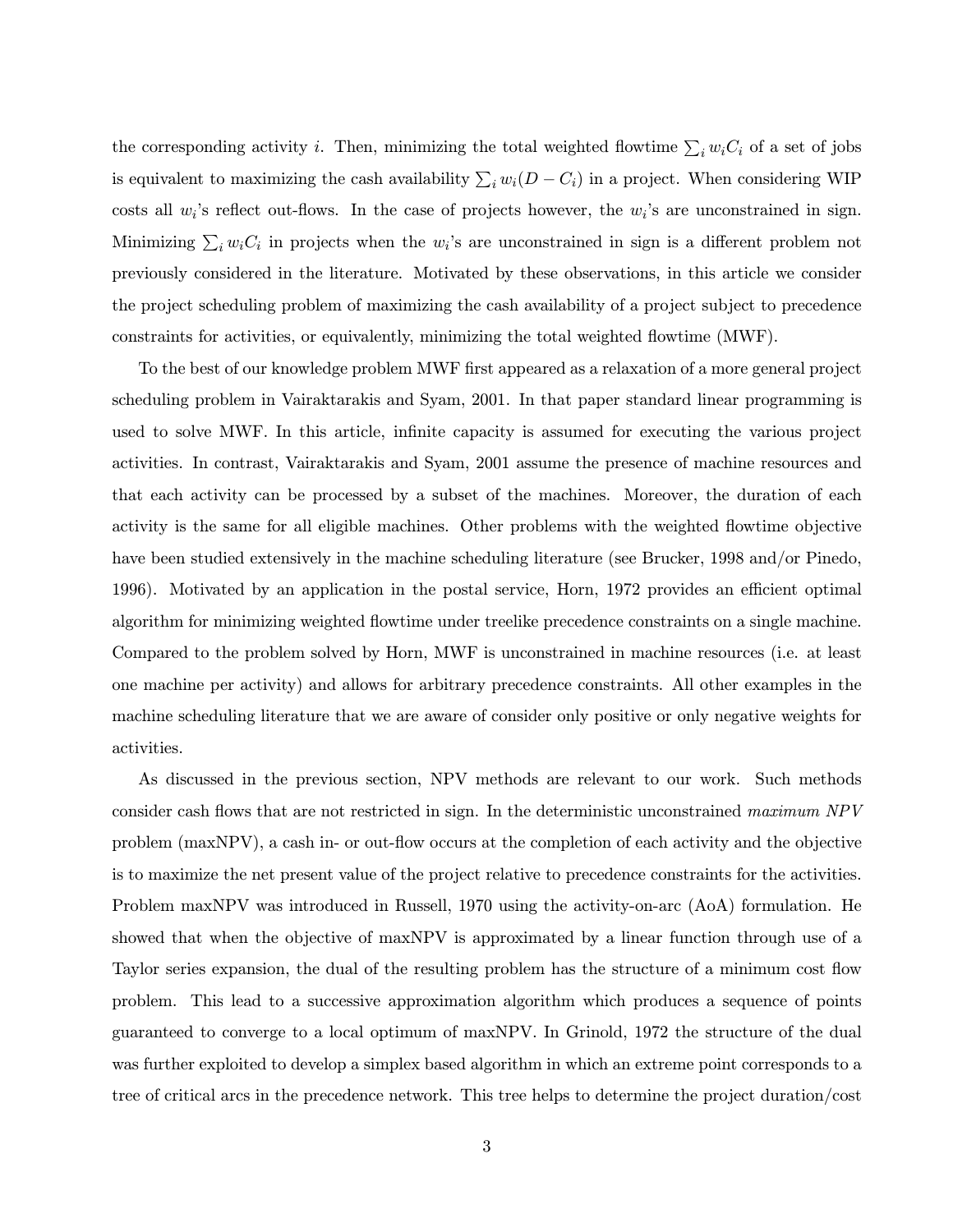the corresponding activity $i$. Then, minimizing the total weighted flowtime $\sum_i w_i C_i$ of a set of jobs is equivalent to maximizing the cash availability $\sum_i w_i(D - C_i)$ in a project. When considering WIP costs all $w_i$'s reflect out-flows. In the case of projects however, the $w_i$'s are unconstrained in sign. Minimizing $\sum_i w_i C_i$ in projects when the $w_i$'s are unconstrained in sign is a different problem not previously considered in the literature. Motivated by these observations, in this article we consider the project scheduling problem of maximizing the cash availability of a project subject to precedence constraints for activities, or equivalently, minimizing the total weighted flowtime (MWF).

To the best of our knowledge problem MWF first appeared as a relaxation of a more general project scheduling problem in Vairaktarakis and Syam, 2001. In that paper standard linear programming is used to solve MWF. In this article, infinite capacity is assumed for executing the various project activities. In contrast, Vairaktarakis and Syam, 2001 assume the presence of machine resources and that each activity can be processed by a subset of the machines. Moreover, the duration of each activity is the same for all eligible machines. Other problems with the weighted flowtime objective have been studied extensively in the machine scheduling literature (see Brucker, 1998 and/or Pinedo, 1996). Motivated by an application in the postal service, Horn, 1972 provides an efficient optimal algorithm for minimizing weighted flowtime under treelike precedence constraints on a single machine. Compared to the problem solved by Horn, MWF is unconstrained in machine resources (i.e. at least one machine per activity) and allows for arbitrary precedence constraints. All other examples in the machine scheduling literature that we are aware of consider only positive or only negative weights for activities.

As discussed in the previous section, NPV methods are relevant to our work. Such methods consider cash flows that are not restricted in sign. In the deterministic unconstrained *maximum NPV* problem (maxNPV), a cash in- or out-flow occurs at the completion of each activity and the objective is to maximize the net present value of the project relative to precedence constraints for the activities. Problem maxNPV was introduced in Russell, 1970 using the activity-on-arc (AoA) formulation. He showed that when the objective of maxNPV is approximated by a linear function through use of a Taylor series expansion, the dual of the resulting problem has the structure of a minimum cost flow problem. This lead to a successive approximation algorithm which produces a sequence of points guaranteed to converge to a local optimum of maxNPV. In Grinold, 1972 the structure of the dual was further exploited to develop a simplex based algorithm in which an extreme point corresponds to a tree of critical arcs in the precedence network. This tree helps to determine the project duration/cost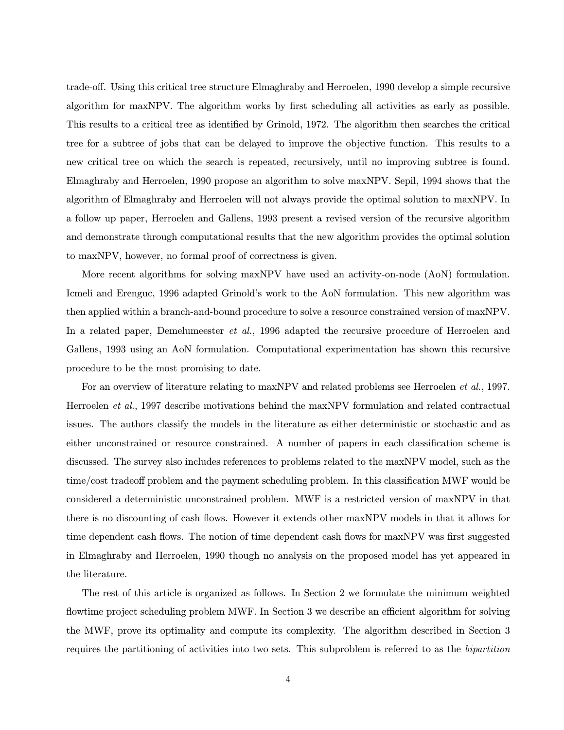trade-off. Using this critical tree structure Elmaghraby and Herroelen, 1990 develop a simple recursive algorithm for maxNPV. The algorithm works by first scheduling all activities as early as possible. This results to a critical tree as identified by Grinold, 1972. The algorithm then searches the critical tree for a subtree of jobs that can be delayed to improve the objective function. This results to a new critical tree on which the search is repeated, recursively, until no improving subtree is found. Elmaghraby and Herroelen, 1990 propose an algorithm to solve maxNPV. Sepil, 1994 shows that the algorithm of Elmaghraby and Herroelen will not always provide the optimal solution to maxNPV. In a follow up paper, Herroelen and Gallens, 1993 present a revised version of the recursive algorithm and demonstrate through computational results that the new algorithm provides the optimal solution to maxNPV, however, no formal proof of correctness is given.

More recent algorithms for solving maxNPV have used an activity-on-node (AoN) formulation. Icmeli and Erenguc, 1996 adapted Grinold's work to the AoN formulation. This new algorithm was then applied within a branch-and-bound procedure to solve a resource constrained version of maxNPV. In a related paper, Demelumeester *et al.*, 1996 adapted the recursive procedure of Herroelen and Gallens, 1993 using an AoN formulation. Computational experimentation has shown this recursive procedure to be the most promising to date.

For an overview of literature relating to maxNPV and related problems see Herroelen *et al.*, 1997. Herroelen *et al.*, 1997 describe motivations behind the maxNPV formulation and related contractual issues. The authors classify the models in the literature as either deterministic or stochastic and as either unconstrained or resource constrained. A number of papers in each classification scheme is discussed. The survey also includes references to problems related to the maxNPV model, such as the time/cost tradeoff problem and the payment scheduling problem. In this classification MWF would be considered a deterministic unconstrained problem. MWF is a restricted version of maxNPV in that there is no discounting of cash flows. However it extends other maxNPV models in that it allows for time dependent cash flows. The notion of time dependent cash flows for maxNPV was first suggested in Elmaghraby and Herroelen, 1990 though no analysis on the proposed model has yet appeared in the literature.

The rest of this article is organized as follows. In Section 2 we formulate the minimum weighted flowtime project scheduling problem MWF. In Section 3 we describe an efficient algorithm for solving the MWF, prove its optimality and compute its complexity. The algorithm described in Section 3 requires the partitioning of activities into two sets. This subproblem is referred to as the *bipartition*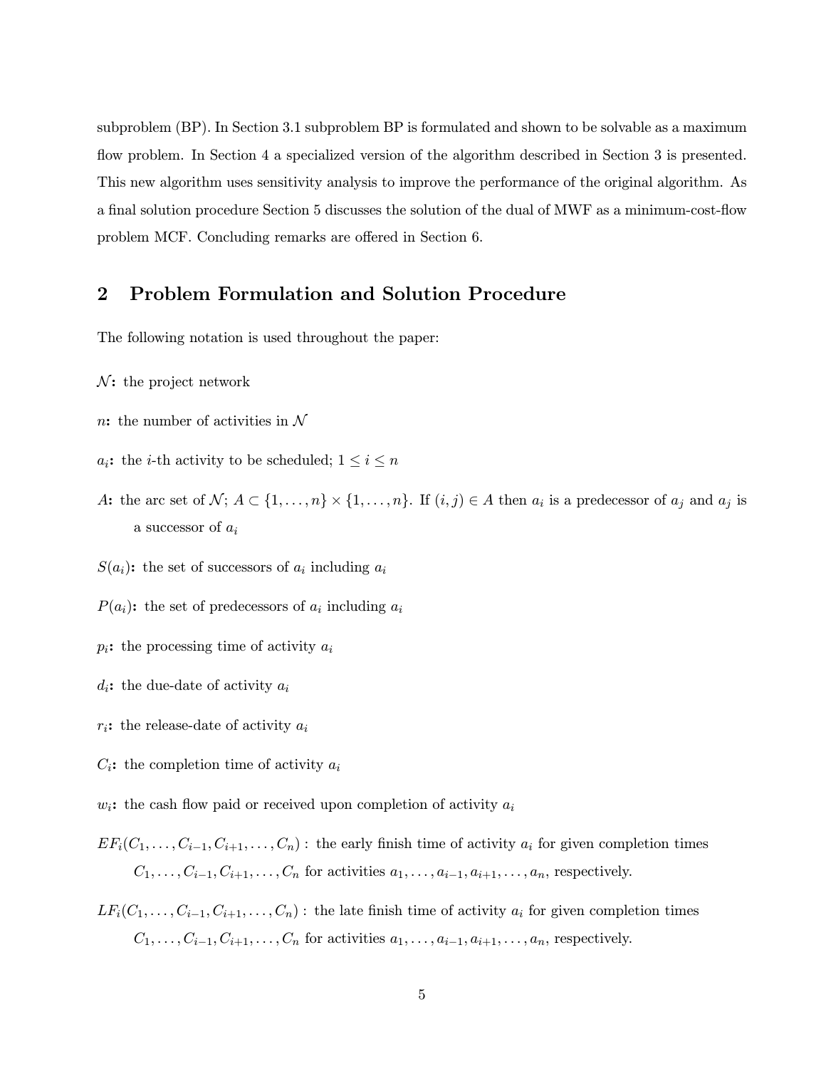subproblem (BP). In Section 3.1 subproblem BP is formulated and shown to be solvable as a maximum flow problem. In Section 4 a specialized version of the algorithm described in Section 3 is presented. This new algorithm uses sensitivity analysis to improve the performance of the original algorithm. As a final solution procedure Section 5 discusses the solution of the dual of MWF as a minimum-cost-flow problem MCF. Concluding remarks are offered in Section 6.

## 2 Problem Formulation and Solution Procedure

The following notation is used throughout the paper:

$\mathcal{N}$**:** the project network

$n$**:** the number of activities in $\mathcal{N}$

$a_i$**:** the $i$-th activity to be scheduled; $1 \leq i \leq n$

$A$**:** the arc set of $\mathcal{N}$; $A \subset \{1, \ldots, n\} \times \{1, \ldots, n\}$. If $(i, j) \in A$ then $a_i$ is a predecessor of $a_j$ and $a_j$ is a successor of $a_i$

$S(a_i)$**:** the set of successors of $a_i$ including $a_i$

$P(a_i)$**:** the set of predecessors of $a_i$ including $a_i$

$p_i$**:** the processing time of activity $a_i$

$d_i$**:** the due-date of activity $a_i$

$r_i$**:** the release-date of activity $a_i$

$C_i$**:** the completion time of activity $a_i$

$w_i$**:** the cash flow paid or received upon completion of activity $a_i$

$EF_i(C_1, \ldots, C_{i-1}, C_{i+1}, \ldots, C_n)$ **:** the early finish time of activity $a_i$ for given completion times $C_1, \ldots, C_{i-1}, C_{i+1}, \ldots, C_n$ for activities $a_1, \ldots, a_{i-1}, a_{i+1}, \ldots, a_n$, respectively.

$LF_i(C_1, \ldots, C_{i-1}, C_{i+1}, \ldots, C_n)$ **:** the late finish time of activity $a_i$ for given completion times $C_1, \ldots, C_{i-1}, C_{i+1}, \ldots, C_n$ for activities $a_1, \ldots, a_{i-1}, a_{i+1}, \ldots, a_n$, respectively.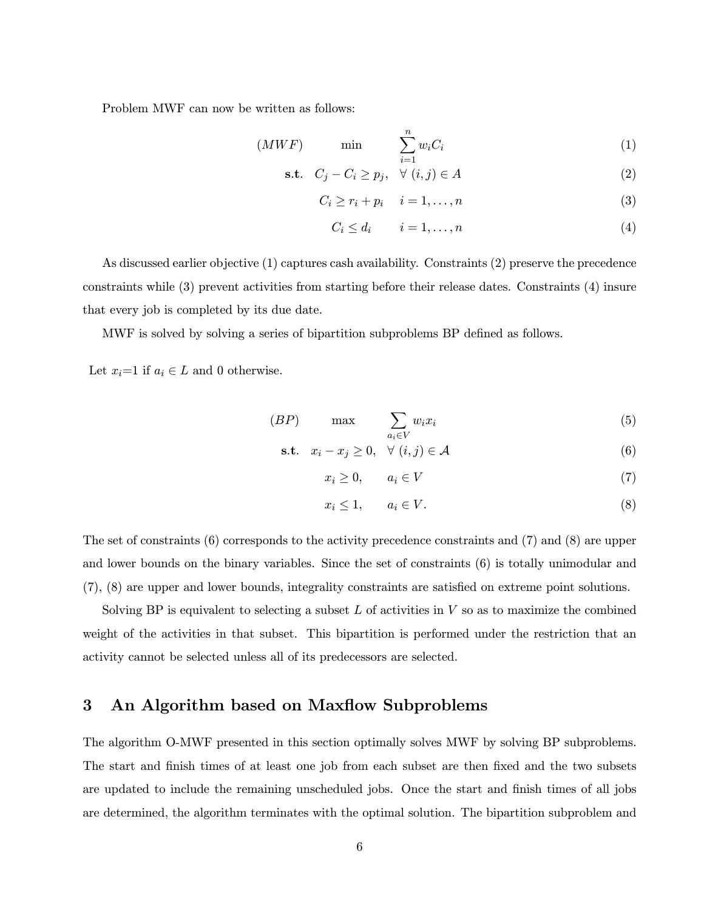Problem MWF can now be written as follows:

$$(MWF) \qquad \min \qquad \sum_{i=1}^{n} w_i C_i \tag{1}$$

$$\textbf{s.t.} \quad C_j - C_i \geq p_j, \quad \forall\ (i,j) \in A \tag{2}$$

$$C_i \geq r_i + p_i \quad i = 1, \ldots, n \tag{3}$$

$$C_i \leq d_i \quad i = 1, \ldots, n \tag{4}$$

As discussed earlier objective (1) captures cash availability. Constraints (2) preserve the precedence constraints while (3) prevent activities from starting before their release dates. Constraints (4) insure that every job is completed by its due date.

MWF is solved by solving a series of bipartition subproblems BP defined as follows.

Let $x_i$=1 if $a_i \in L$ and 0 otherwise.

$$(BP) \qquad \max \qquad \sum_{a_i \in V} w_i x_i \tag{5}$$

$$\textbf{s.t.} \quad x_i - x_j \geq 0, \quad \forall\ (i,j) \in \mathcal{A} \tag{6}$$

$$x_i \geq 0, \qquad a_i \in V \tag{7}$$

$$x_i \leq 1, \qquad a_i \in V. \tag{8}$$

The set of constraints (6) corresponds to the activity precedence constraints and (7) and (8) are upper and lower bounds on the binary variables. Since the set of constraints (6) is totally unimodular and (7), (8) are upper and lower bounds, integrality constraints are satisfied on extreme point solutions.

Solving BP is equivalent to selecting a subset $L$ of activities in $V$ so as to maximize the combined weight of the activities in that subset. This bipartition is performed under the restriction that an activity cannot be selected unless all of its predecessors are selected.

## 3 An Algorithm based on Maxflow Subproblems

The algorithm O-MWF presented in this section optimally solves MWF by solving BP subproblems. The start and finish times of at least one job from each subset are then fixed and the two subsets are updated to include the remaining unscheduled jobs. Once the start and finish times of all jobs are determined, the algorithm terminates with the optimal solution. The bipartition subproblem and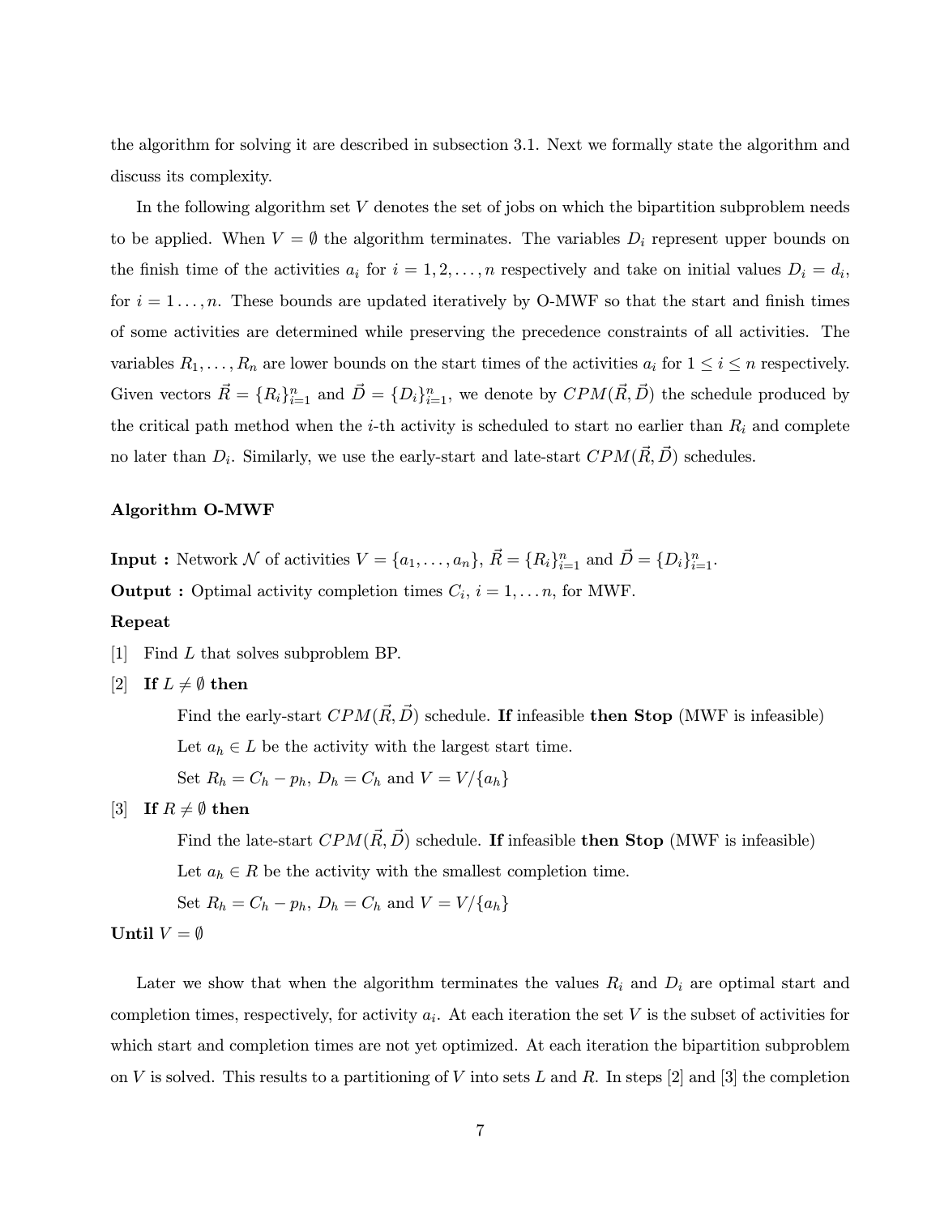the algorithm for solving it are described in subsection 3.1. Next we formally state the algorithm and discuss its complexity.

In the following algorithm set $V$ denotes the set of jobs on which the bipartition subproblem needs to be applied. When $V = \emptyset$ the algorithm terminates. The variables $D_i$ represent upper bounds on the finish time of the activities $a_i$ for $i = 1, 2, \ldots, n$ respectively and take on initial values $D_i = d_i$, for $i = 1 \ldots, n$. These bounds are updated iteratively by O-MWF so that the start and finish times of some activities are determined while preserving the precedence constraints of all activities. The variables $R_1, \ldots, R_n$ are lower bounds on the start times of the activities $a_i$ for $1 \leq i \leq n$ respectively. Given vectors $\vec{R} = \{R_i\}_{i=1}^n$ and $\vec{D} = \{D_i\}_{i=1}^n$, we denote by $CPM(\vec{R}, \vec{D})$ the schedule produced by the critical path method when the $i$-th activity is scheduled to start no earlier than $R_i$ and complete no later than $D_i$. Similarly, we use the early-start and late-start $CPM(\vec{R}, \vec{D})$ schedules.

**Algorithm O-MWF**

**Input :** Network $\mathcal{N}$ of activities $V = \{a_1, \ldots, a_n\}$, $\vec{R} = \{R_i\}_{i=1}^n$ and $\vec{D} = \{D_i\}_{i=1}^n$.

**Output :** Optimal activity completion times $C_i$, $i = 1, \ldots n$, for MWF.

**Repeat**

[1] Find $L$ that solves subproblem BP.

[2] **If** $L \neq \emptyset$ **then**

Find the early-start $CPM(\vec{R}, \vec{D})$ schedule. **If** infeasible **then Stop** (MWF is infeasible)

Let $a_h \in L$ be the activity with the largest start time.

Set $R_h = C_h - p_h$, $D_h = C_h$ and $V = V/\{a_h\}$

[3] **If** $R \neq \emptyset$ **then**

Find the late-start $CPM(\vec{R}, \vec{D})$ schedule. **If** infeasible **then Stop** (MWF is infeasible)

Let $a_h \in R$ be the activity with the smallest completion time.

Set $R_h = C_h - p_h$, $D_h = C_h$ and $V = V/\{a_h\}$

**Until** $V = \emptyset$

Later we show that when the algorithm terminates the values $R_i$ and $D_i$ are optimal start and completion times, respectively, for activity $a_i$. At each iteration the set $V$ is the subset of activities for which start and completion times are not yet optimized. At each iteration the bipartition subproblem on $V$ is solved. This results to a partitioning of $V$ into sets $L$ and $R$. In steps [2] and [3] the completion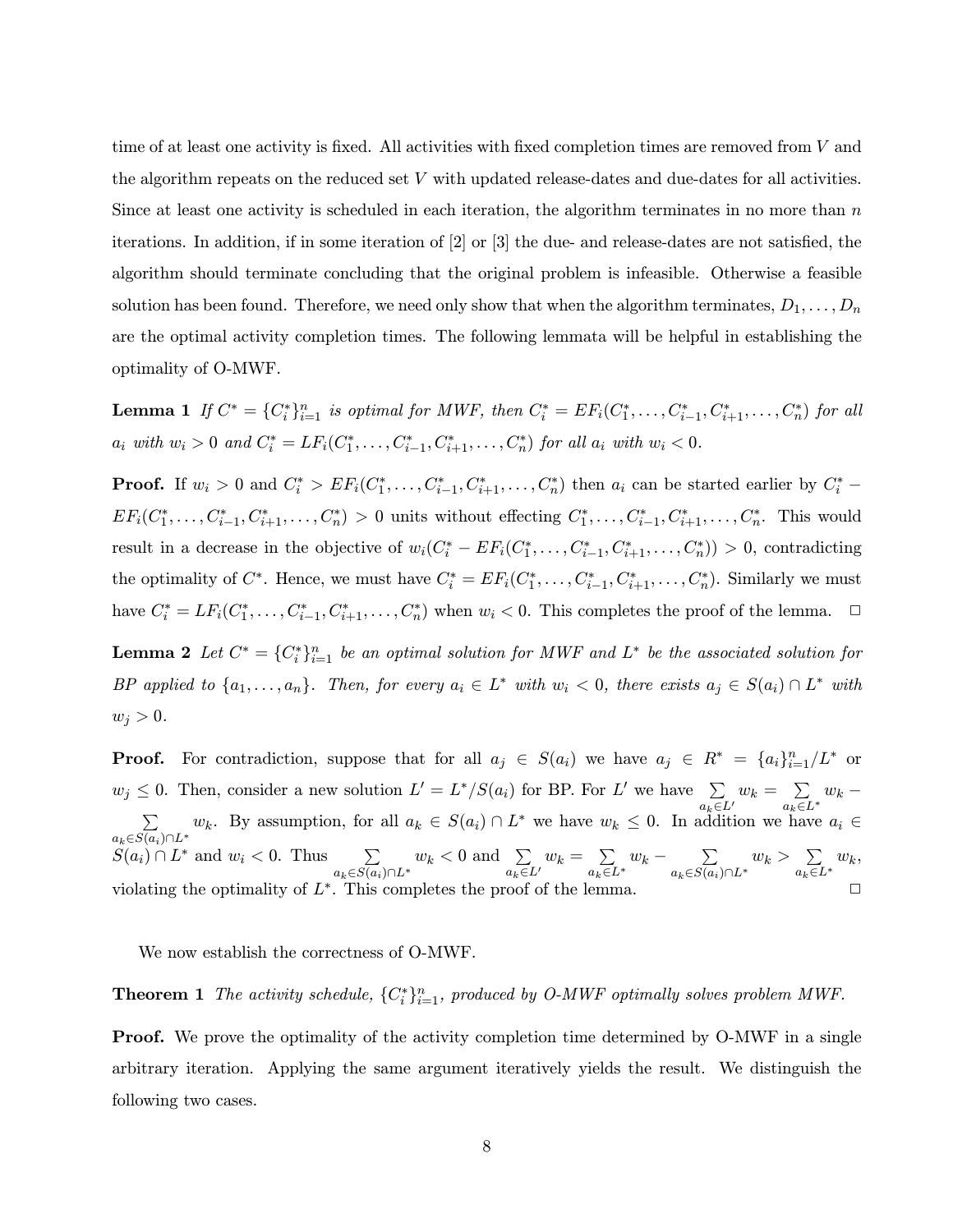time of at least one activity is fixed. All activities with fixed completion times are removed from $V$ and the algorithm repeats on the reduced set $V$ with updated release-dates and due-dates for all activities. Since at least one activity is scheduled in each iteration, the algorithm terminates in no more than $n$ iterations. In addition, if in some iteration of [2] or [3] the due- and release-dates are not satisfied, the algorithm should terminate concluding that the original problem is infeasible. Otherwise a feasible solution has been found. Therefore, we need only show that when the algorithm terminates, $D_1, \ldots, D_n$ are the optimal activity completion times. The following lemmata will be helpful in establishing the optimality of O-MWF.

**Lemma 1** *If $C^* = \{C_i^*\}_{i=1}^n$ is optimal for MWF, then $C_i^* = EF_i(C_1^*, \ldots, C_{i-1}^*, C_{i+1}^*, \ldots, C_n^*)$ for all $a_i$ with $w_i > 0$ and $C_i^* = LF_i(C_1^*, \ldots, C_{i-1}^*, C_{i+1}^*, \ldots, C_n^*)$ for all $a_i$ with $w_i < 0$.*

**Proof.** If $w_i > 0$ and $C_i^* > EF_i(C_1^*, \ldots, C_{i-1}^*, C_{i+1}^*, \ldots, C_n^*)$ then $a_i$ can be started earlier by $C_i^* - EF_i(C_1^*, \ldots, C_{i-1}^*, C_{i+1}^*, \ldots, C_n^*) > 0$ units without effecting $C_1^*, \ldots, C_{i-1}^*, C_{i+1}^*, \ldots, C_n^*$. This would result in a decrease in the objective of $w_i(C_i^* - EF_i(C_1^*, \ldots, C_{i-1}^*, C_{i+1}^*, \ldots, C_n^*)) > 0$, contradicting the optimality of $C^*$. Hence, we must have $C_i^* = EF_i(C_1^*, \ldots, C_{i-1}^*, C_{i+1}^*, \ldots, C_n^*)$. Similarly we must have $C_i^* = LF_i(C_1^*, \ldots, C_{i-1}^*, C_{i+1}^*, \ldots, C_n^*)$ when $w_i < 0$. This completes the proof of the lemma. $\Box$

**Lemma 2** *Let $C^* = \{C_i^*\}_{i=1}^n$ be an optimal solution for MWF and $L^*$ be the associated solution for BP applied to $\{a_1, \ldots, a_n\}$. Then, for every $a_i \in L^*$ with $w_i < 0$, there exists $a_j \in S(a_i) \cap L^*$ with $w_j > 0$.*

**Proof.** For contradiction, suppose that for all $a_j \in S(a_i)$ we have $a_j \in R^* = \{a_i\}_{i=1}^n / L^*$ or $w_j \leq 0$. Then, consider a new solution $L' = L^* / S(a_i)$ for BP. For $L'$ we have $\sum_{a_k \in L'} w_k = \sum_{a_k \in L^*} w_k - \sum_{a_k \in S(a_i) \cap L^*} w_k$. By assumption, for all $a_k \in S(a_i) \cap L^*$ we have $w_k \leq 0$. In addition we have $a_i \in S(a_i) \cap L^*$ and $w_i < 0$. Thus $\sum_{a_k \in S(a_i) \cap L^*} w_k < 0$ and $\sum_{a_k \in L'} w_k = \sum_{a_k \in L^*} w_k - \sum_{a_k \in S(a_i) \cap L^*} w_k > \sum_{a_k \in L^*} w_k$, violating the optimality of $L^*$. This completes the proof of the lemma. $\Box$

We now establish the correctness of O-MWF.

**Theorem 1** *The activity schedule, $\{C_i^*\}_{i=1}^n$, produced by O-MWF optimally solves problem MWF.*

**Proof.** We prove the optimality of the activity completion time determined by O-MWF in a single arbitrary iteration. Applying the same argument iteratively yields the result. We distinguish the following two cases.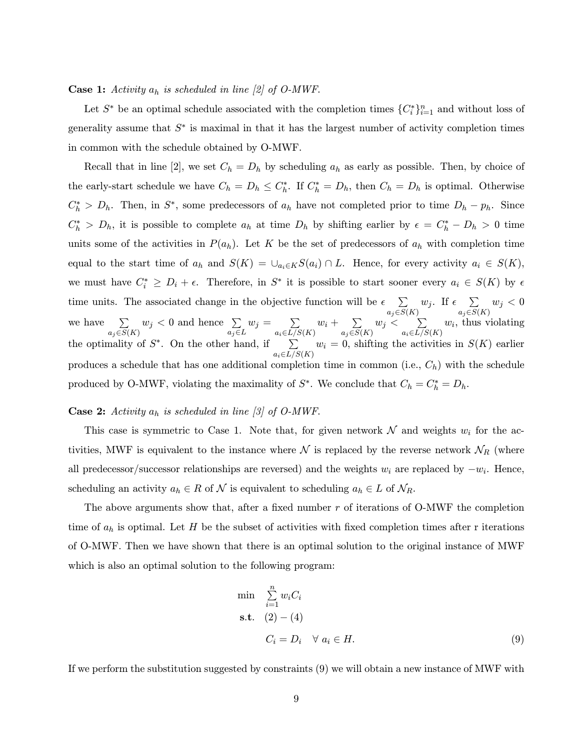**Case 1:** *Activity $a_h$ is scheduled in line [2] of O-MWF.*

Let $S^*$ be an optimal schedule associated with the completion times $\{C_i^*\}_{i=1}^n$ and without loss of generality assume that $S^*$ is maximal in that it has the largest number of activity completion times in common with the schedule obtained by O-MWF.

Recall that in line [2], we set $C_h = D_h$ by scheduling $a_h$ as early as possible. Then, by choice of the early-start schedule we have $C_h = D_h \leq C_h^*$. If $C_h^* = D_h$, then $C_h = D_h$ is optimal. Otherwise $C_h^* > D_h$. Then, in $S^*$, some predecessors of $a_h$ have not completed prior to time $D_h - p_h$. Since $C_h^* > D_h$, it is possible to complete $a_h$ at time $D_h$ by shifting earlier by $\epsilon = C_h^* - D_h > 0$ time units some of the activities in $P(a_h)$. Let $K$ be the set of predecessors of $a_h$ with completion time equal to the start time of $a_h$ and $S(K) = \cup_{a_i \in K} S(a_i) \cap L$. Hence, for every activity $a_i \in S(K)$, we must have $C_i^* \geq D_i + \epsilon$. Therefore, in $S^*$ it is possible to start sooner every $a_i \in S(K)$ by $\epsilon$ time units. The associated change in the objective function will be $\epsilon \sum_{a_j \in S(K)} w_j$. If $\epsilon \sum_{a_j \in S(K)} w_j < 0$ we have $\sum_{a_j \in S(K)} w_j < 0$ and hence $\sum_{a_j \in L} w_j = \sum_{a_i \in L/S(K)} w_i + \sum_{a_j \in S(K)} w_j < \sum_{a_i \in L/S(K)} w_i$, thus violating the optimality of $S^*$. On the other hand, if $\sum_{a_i \in L/S(K)} w_i = 0$, shifting the activities in $S(K)$ earlier produces a schedule that has one additional completion time in common (i.e., $C_h$) with the schedule produced by O-MWF, violating the maximality of $S^*$. We conclude that $C_h = C_h^* = D_h$.

**Case 2:** *Activity $a_h$ is scheduled in line [3] of O-MWF.*

This case is symmetric to Case 1. Note that, for given network $\mathcal{N}$ and weights $w_i$ for the activities, MWF is equivalent to the instance where $\mathcal{N}$ is replaced by the reverse network $\mathcal{N}_R$ (where all predecessor/successor relationships are reversed) and the weights $w_i$ are replaced by $-w_i$. Hence, scheduling an activity $a_h \in R$ of $\mathcal{N}$ is equivalent to scheduling $a_h \in L$ of $\mathcal{N}_R$.

The above arguments show that, after a fixed number $r$ of iterations of O-MWF the completion time of $a_h$ is optimal. Let $H$ be the subset of activities with fixed completion times after r iterations of O-MWF. Then we have shown that there is an optimal solution to the original instance of MWF which is also an optimal solution to the following program:

$$
\begin{aligned}
\min \quad & \sum_{i=1}^{n} w_i C_i \\
\textbf{s.t.} \quad & (2) - (4) \\
& C_i = D_i \quad \forall \ a_i \in H. \qquad (9)
\end{aligned}
$$

If we perform the substitution suggested by constraints (9) we will obtain a new instance of MWF with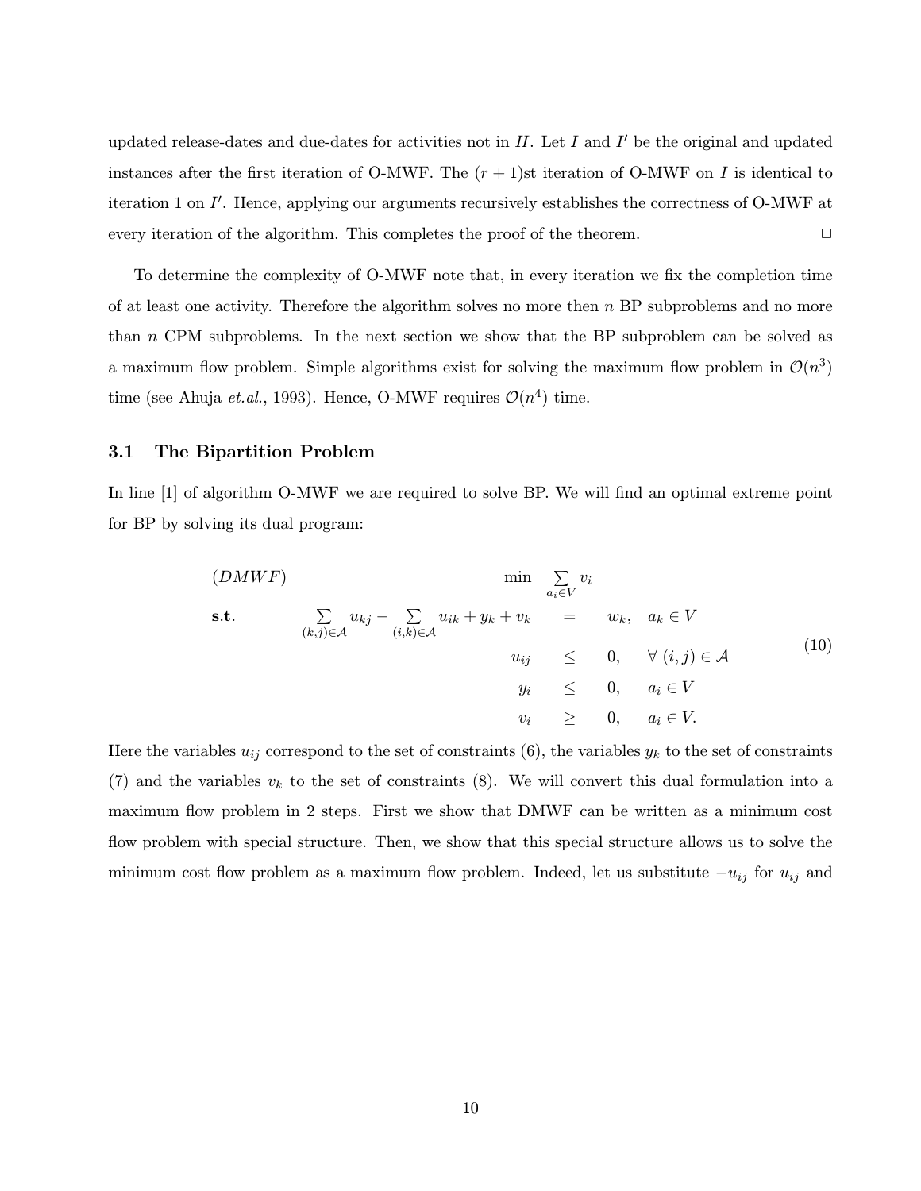updated release-dates and due-dates for activities not in $H$. Let $I$ and $I'$ be the original and updated instances after the first iteration of O-MWF. The $(r+1)$st iteration of O-MWF on $I$ is identical to iteration 1 on $I'$. Hence, applying our arguments recursively establishes the correctness of O-MWF at every iteration of the algorithm. This completes the proof of the theorem. □

To determine the complexity of O-MWF note that, in every iteration we fix the completion time of at least one activity. Therefore the algorithm solves no more then $n$ BP subproblems and no more than $n$ CPM subproblems. In the next section we show that the BP subproblem can be solved as a maximum flow problem. Simple algorithms exist for solving the maximum flow problem in $\mathcal{O}(n^3)$ time (see Ahuja *et.al.*, 1993). Hence, O-MWF requires $\mathcal{O}(n^4)$ time.

### 3.1 The Bipartition Problem

In line [1] of algorithm O-MWF we are required to solve BP. We will find an optimal extreme point for BP by solving its dual program:

$$
\begin{array}{llrcll}
(DMWF) & & \min \sum_{a_i \in V} v_i & & & \\
\textbf{s.t.} & \sum_{(k,j)\in\mathcal{A}} u_{kj} - \sum_{(i,k)\in\mathcal{A}} u_{ik} + y_k + v_k & & = & w_k, & a_k \in V \\
& & u_{ij} & \leq & 0, & \forall\ (i,j) \in \mathcal{A} \\
& & y_i & \leq & 0, & a_i \in V \\
& & v_i & \geq & 0, & a_i \in V.
\end{array}
\tag{10}
$$

Here the variables $u_{ij}$ correspond to the set of constraints (6), the variables $y_k$ to the set of constraints (7) and the variables $v_k$ to the set of constraints (8). We will convert this dual formulation into a maximum flow problem in 2 steps. First we show that DMWF can be written as a minimum cost flow problem with special structure. Then, we show that this special structure allows us to solve the minimum cost flow problem as a maximum flow problem. Indeed, let us substitute $-u_{ij}$ for $u_{ij}$ and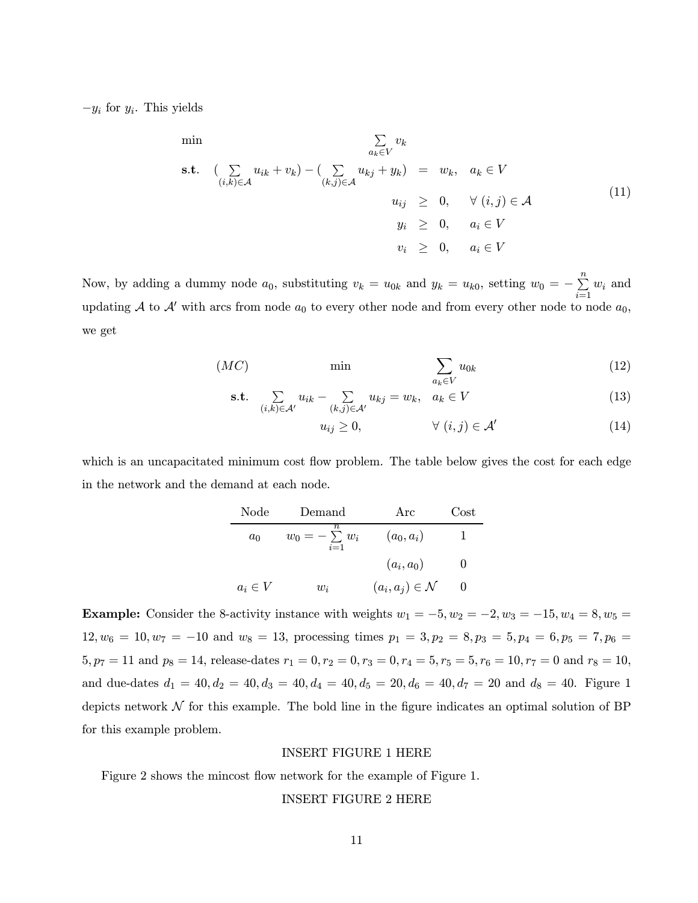$-y_i$ for $y_i$. This yields

$$
\begin{array}{lrcll}
\min & \sum_{a_k \in V} v_k & & & \\
\textbf{s.t.} & (\sum_{(i,k)\in\mathcal{A}} u_{ik} + v_k) - (\sum_{(k,j)\in\mathcal{A}} u_{kj} + y_k) & = & w_k, & a_k \in V \\
& u_{ij} & \geq & 0, & \forall\ (i,j) \in \mathcal{A} \\
& y_i & \geq & 0, & a_i \in V \\
& v_i & \geq & 0, & a_i \in V
\end{array}
\tag{11}
$$

Now, by adding a dummy node $a_0$, substituting $v_k = u_{0k}$ and $y_k = u_{k0}$, setting $w_0 = -\sum_{i=1}^{n} w_i$ and updating $\mathcal{A}$ to $\mathcal{A}'$ with arcs from node $a_0$ to every other node and from every other node to node $a_0$, we get

$$
(MC) \qquad \min \qquad \sum_{a_k \in V} u_{0k} \tag{12}
$$

$$
\textbf{s.t.} \quad \sum_{(i,k)\in\mathcal{A}'} u_{ik} - \sum_{(k,j)\in\mathcal{A}'} u_{kj} = w_k, \quad a_k \in V \tag{13}
$$

$$
u_{ij} \geq 0, \qquad \forall\ (i,j) \in \mathcal{A}' \tag{14}
$$

which is an uncapacitated minimum cost flow problem. The table below gives the cost for each edge in the network and the demand at each node.

| Node | Demand | Arc | Cost |
|---|---|---|---|
| $a_0$ | $w_0 = -\sum_{i=1}^{n} w_i$ | $(a_0, a_i)$ | 1 |
| | | $(a_i, a_0)$ | 0 |
| $a_i \in V$ | $w_i$ | $(a_i, a_j) \in \mathcal{N}$ | 0 |

**Example:** Consider the 8-activity instance with weights $w_1 = -5, w_2 = -2, w_3 = -15, w_4 = 8, w_5 = 12, w_6 = 10, w_7 = -10$ and $w_8 = 13$, processing times $p_1 = 3, p_2 = 8, p_3 = 5, p_4 = 6, p_5 = 7, p_6 = 5, p_7 = 11$ and $p_8 = 14$, release-dates $r_1 = 0, r_2 = 0, r_3 = 0, r_4 = 5, r_5 = 5, r_6 = 10, r_7 = 0$ and $r_8 = 10$, and due-dates $d_1 = 40, d_2 = 40, d_3 = 40, d_4 = 40, d_5 = 20, d_6 = 40, d_7 = 20$ and $d_8 = 40$. Figure 1 depicts network $\mathcal{N}$ for this example. The bold line in the figure indicates an optimal solution of BP for this example problem.

INSERT FIGURE 1 HERE

Figure 2 shows the mincost flow network for the example of Figure 1.

INSERT FIGURE 2 HERE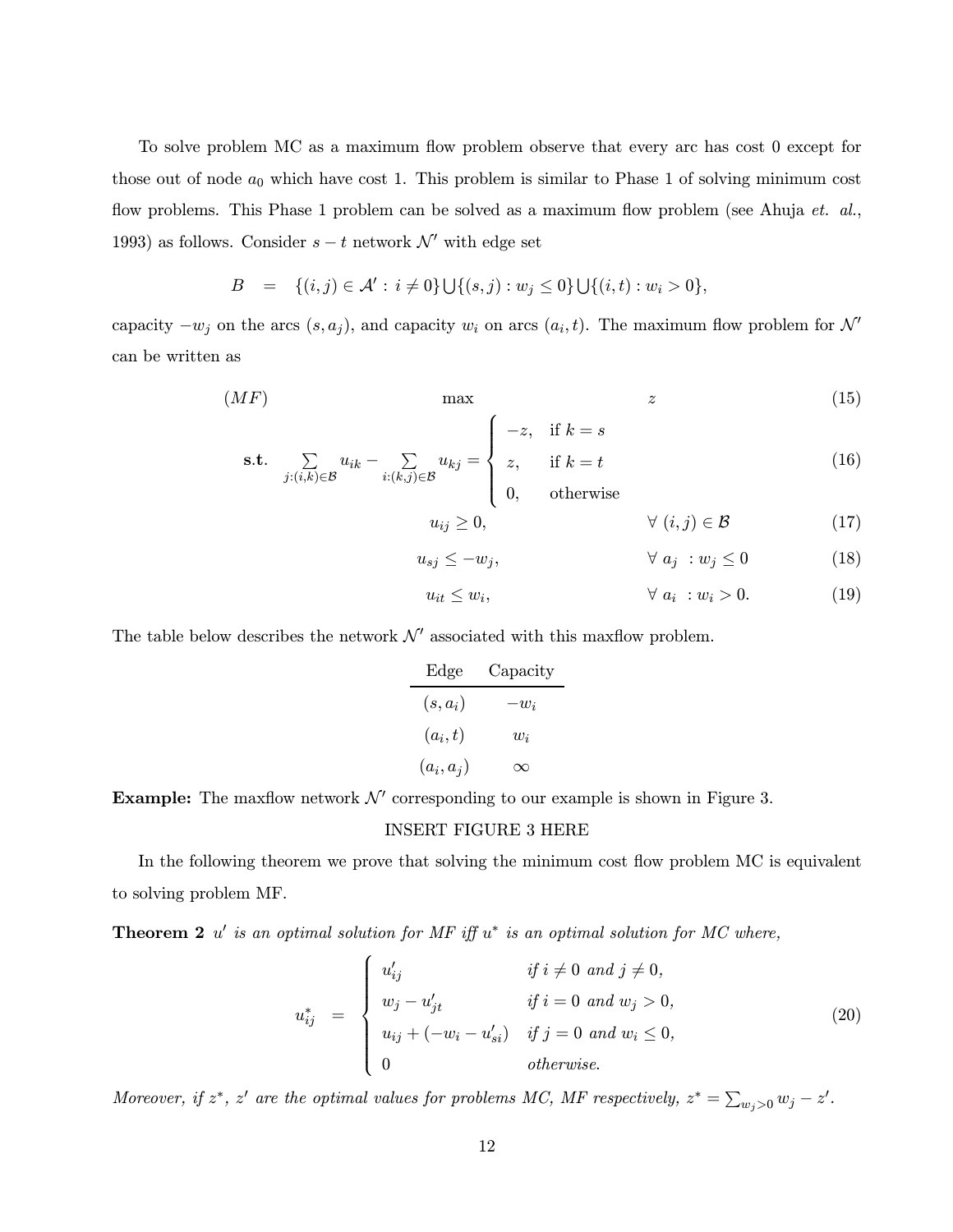To solve problem MC as a maximum flow problem observe that every arc has cost 0 except for those out of node $a_0$ which have cost 1. This problem is similar to Phase 1 of solving minimum cost flow problems. This Phase 1 problem can be solved as a maximum flow problem (see Ahuja *et. al.*, 1993) as follows. Consider $s-t$ network $\mathcal{N}'$ with edge set

$$B \quad = \quad \{(i,j) \in \mathcal{A}' : i \neq 0\} \bigcup \{(s,j) : w_j \leq 0\} \bigcup \{(i,t) : w_i > 0\},$$

capacity $-w_j$ on the arcs $(s, a_j)$, and capacity $w_i$ on arcs $(a_i, t)$. The maximum flow problem for $\mathcal{N}'$ can be written as

$$(MF) \qquad \max \qquad z \tag{15}$$

$$\textbf{s.t.} \quad \sum_{j:(i,k)\in\mathcal{B}} u_{ik} - \sum_{i:(k,j)\in\mathcal{B}} u_{kj} = \begin{cases} -z, & \text{if } k = s \\ z, & \text{if } k = t \\ 0, & \text{otherwise} \end{cases} \tag{16}$$

$$u_{ij} \geq 0, \qquad \forall \ (i,j) \in \mathcal{B} \tag{17}$$

$$u_{sj} \leq -w_j, \qquad \forall \ a_j \ : w_j \leq 0 \tag{18}$$

$$u_{it} \leq w_i, \qquad \forall \ a_i \ : w_i > 0. \tag{19}$$

The table below describes the network $\mathcal{N}'$ associated with this maxflow problem.

| Edge | Capacity |
|---|---|
| $(s, a_i)$ | $-w_i$ |
| $(a_i, t)$ | $w_i$ |
| $(a_i, a_j)$ | $\infty$ |

**Example:** The maxflow network $\mathcal{N}'$ corresponding to our example is shown in Figure 3.

INSERT FIGURE 3 HERE

In the following theorem we prove that solving the minimum cost flow problem MC is equivalent to solving problem MF.

**Theorem 2** *$u'$ is an optimal solution for MF iff $u^*$ is an optimal solution for MC where,*

$$u^*_{ij} \quad = \quad \begin{cases} u'_{ij} & \text{if } i \neq 0 \text{ and } j \neq 0, \\ w_j - u'_{jt} & \text{if } i = 0 \text{ and } w_j > 0, \\ u_{ij} + (-w_i - u'_{si}) & \text{if } j = 0 \text{ and } w_i \leq 0, \\ 0 & \text{otherwise.} \end{cases} \tag{20}$$

*Moreover, if $z^*$, $z'$ are the optimal values for problems MC, MF respectively, $z^* = \sum_{w_j>0} w_j - z'$.*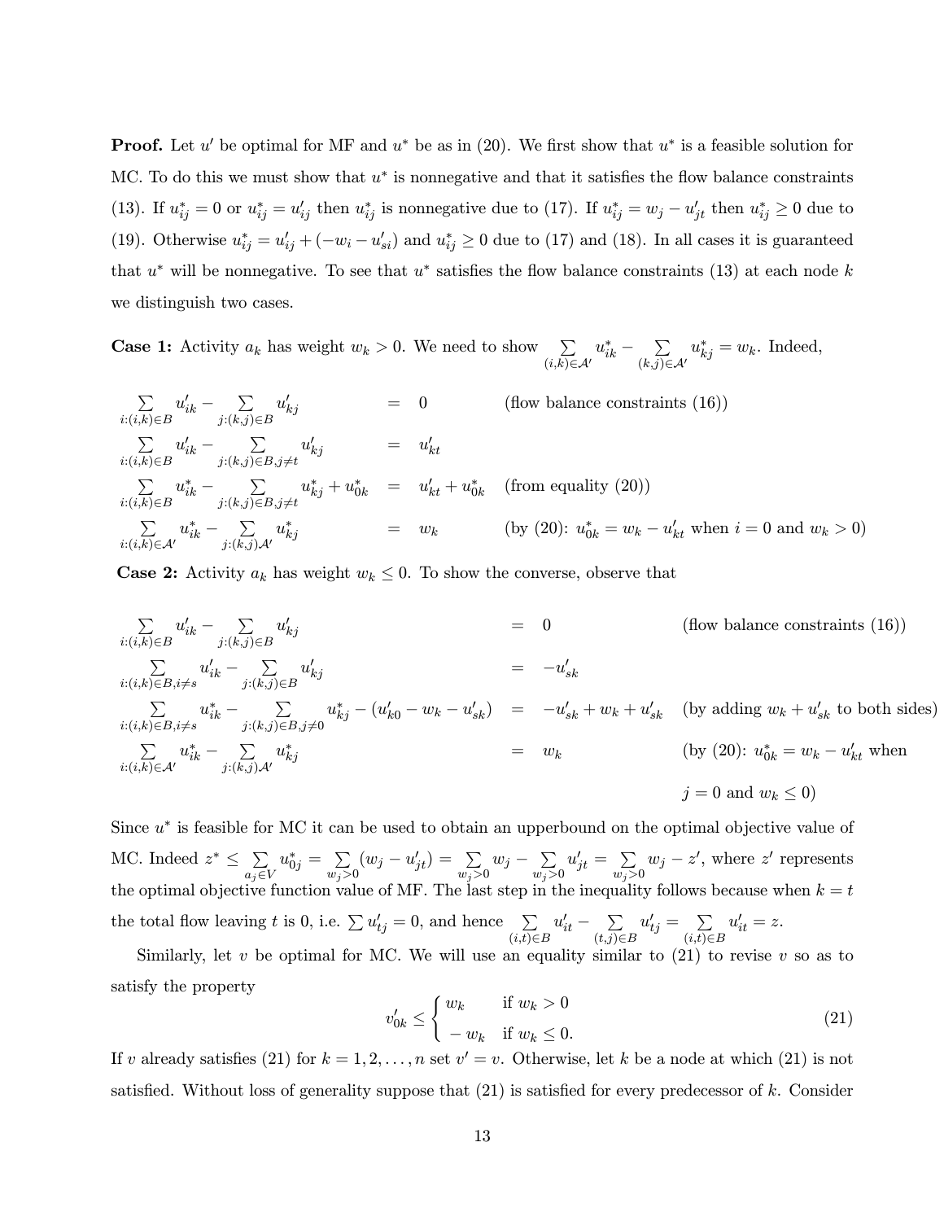**Proof.** Let $u'$ be optimal for MF and $u^*$ be as in (20). We first show that $u^*$ is a feasible solution for MC. To do this we must show that $u^*$ is nonnegative and that it satisfies the flow balance constraints (13). If $u^*_{ij} = 0$ or $u^*_{ij} = u'_{ij}$ then $u^*_{ij}$ is nonnegative due to (17). If $u^*_{ij} = w_j - u'_{jt}$ then $u^*_{ij} \geq 0$ due to (19). Otherwise $u^*_{ij} = u'_{ij} + (-w_i - u'_{si})$ and $u^*_{ij} \geq 0$ due to (17) and (18). In all cases it is guaranteed that $u^*$ will be nonnegative. To see that $u^*$ satisfies the flow balance constraints (13) at each node $k$ we distinguish two cases.

**Case 1:** Activity $a_k$ has weight $w_k > 0$. We need to show $\sum_{(i,k)\in\mathcal{A}'} u^*_{ik} - \sum_{(k,j)\in\mathcal{A}'} u^*_{kj} = w_k$. Indeed,

$$
\begin{array}{llll}
\sum_{i:(i,k)\in B} u'_{ik} - \sum_{j:(k,j)\in B} u'_{kj} & = & 0 & \text{(flow balance constraints (16))} \\
\sum_{i:(i,k)\in B} u'_{ik} - \sum_{j:(k,j)\in B, j\neq t} u'_{kj} & = & u'_{kt} & \\
\sum_{i:(i,k)\in B} u^*_{ik} - \sum_{j:(k,j)\in B, j\neq t} u^*_{kj} + u^*_{0k} & = & u'_{kt} + u^*_{0k} & \text{(from equality (20))} \\
\sum_{i:(i,k)\in \mathcal{A}'} u^*_{ik} - \sum_{j:(k,j)\mathcal{A}'} u^*_{kj} & = & w_k & \text{(by (20): } u^*_{0k} = w_k - u'_{kt} \text{ when } i = 0 \text{ and } w_k > 0)
\end{array}
$$

**Case 2:** Activity $a_k$ has weight $w_k \leq 0$. To show the converse, observe that

$$
\begin{array}{llll}
\sum_{i:(i,k)\in B} u'_{ik} - \sum_{j:(k,j)\in B} u'_{kj} & = & 0 & \text{(flow balance constraints (16))} \\
\sum_{i:(i,k)\in B, i\neq s} u'_{ik} - \sum_{j:(k,j)\in B} u'_{kj} & = & -u'_{sk} & \\
\sum_{i:(i,k)\in B, i\neq s} u^*_{ik} - \sum_{j:(k,j)\in B, j\neq 0} u^*_{kj} - (u'_{k0} - w_k - u'_{sk}) & = & -u'_{sk} + w_k + u'_{sk} & \text{(by adding } w_k + u'_{sk} \text{ to both sides)} \\
\sum_{i:(i,k)\in \mathcal{A}'} u^*_{ik} - \sum_{j:(k,j)\mathcal{A}'} u^*_{kj} & = & w_k & \text{(by (20): } u^*_{0k} = w_k - u'_{kt} \text{ when} \\
 & & & j = 0 \text{ and } w_k \leq 0)
\end{array}
$$

Since $u^*$ is feasible for MC it can be used to obtain an upperbound on the optimal objective value of MC. Indeed $z^* \leq \sum_{a_j \in V} u^*_{0j} = \sum_{w_j>0}(w_j - u'_{jt}) = \sum_{w_j>0} w_j - \sum_{w_j>0} u'_{jt} = \sum_{w_j>0} w_j - z'$, where $z'$ represents the optimal objective function value of MF. The last step in the inequality follows because when $k = t$ the total flow leaving $t$ is 0, i.e. $\sum u'_{tj} = 0$, and hence $\sum_{(i,t)\in B} u'_{it} - \sum_{(t,j)\in B} u'_{tj} = \sum_{(i,t)\in B} u'_{it} = z$.

Similarly, let $v$ be optimal for MC. We will use an equality similar to (21) to revise $v$ so as to satisfy the property

$$
v'_{0k} \leq \begin{cases} w_k & \text{if } w_k > 0 \\ -w_k & \text{if } w_k \leq 0. \end{cases} \tag{21}
$$

If $v$ already satisfies (21) for $k = 1, 2, \ldots, n$ set $v' = v$. Otherwise, let $k$ be a node at which (21) is not satisfied. Without loss of generality suppose that (21) is satisfied for every predecessor of $k$. Consider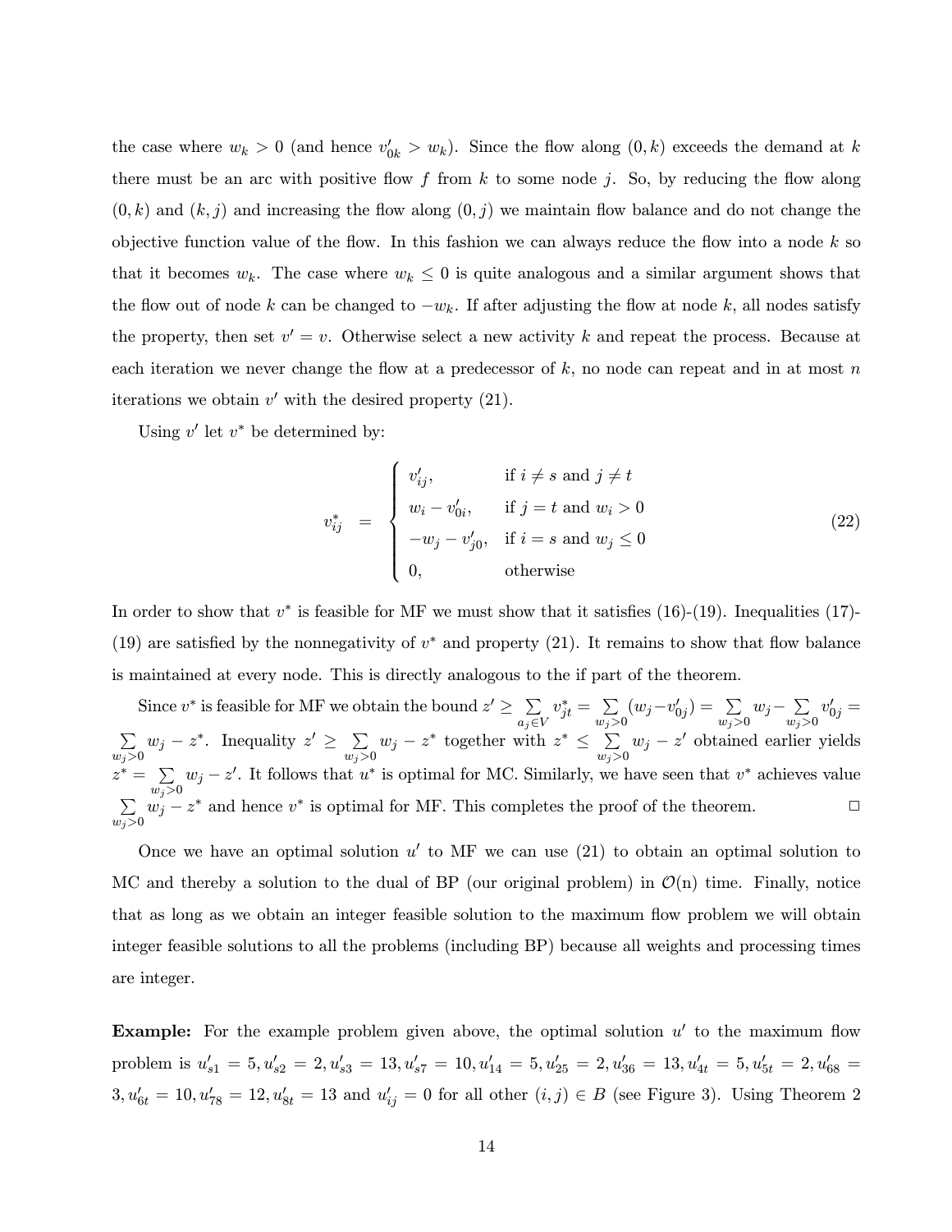the case where $w_k > 0$ (and hence $v'_{0k} > w_k$). Since the flow along $(0, k)$ exceeds the demand at $k$ there must be an arc with positive flow $f$ from $k$ to some node $j$. So, by reducing the flow along $(0, k)$ and $(k, j)$ and increasing the flow along $(0, j)$ we maintain flow balance and do not change the objective function value of the flow. In this fashion we can always reduce the flow into a node $k$ so that it becomes $w_k$. The case where $w_k \leq 0$ is quite analogous and a similar argument shows that the flow out of node $k$ can be changed to $-w_k$. If after adjusting the flow at node $k$, all nodes satisfy the property, then set $v' = v$. Otherwise select a new activity $k$ and repeat the process. Because at each iteration we never change the flow at a predecessor of $k$, no node can repeat and in at most $n$ iterations we obtain $v'$ with the desired property (21).

Using $v'$ let $v^*$ be determined by:

$$
v^*_{ij} = \begin{cases} v'_{ij}, & \text{if } i \neq s \text{ and } j \neq t \\ w_i - v'_{0i}, & \text{if } j = t \text{ and } w_i > 0 \\ -w_j - v'_{j0}, & \text{if } i = s \text{ and } w_j \leq 0 \\ 0, & \text{otherwise} \end{cases} \tag{22}
$$

In order to show that $v^*$ is feasible for MF we must show that it satisfies (16)-(19). Inequalities (17)-(19) are satisfied by the nonnegativity of $v^*$ and property (21). It remains to show that flow balance is maintained at every node. This is directly analogous to the if part of the theorem.

Since $v^*$ is feasible for MF we obtain the bound $z' \geq \sum_{a_j \in V} v^*_{jt} = \sum_{w_j > 0} (w_j - v'_{0j}) = \sum_{w_j > 0} w_j - \sum_{w_j > 0} v'_{0j} = \sum_{w_j > 0} w_j - z^*$. Inequality $z' \geq \sum_{w_j > 0} w_j - z^*$ together with $z^* \leq \sum_{w_j > 0} w_j - z'$ obtained earlier yields $z^* = \sum_{w_j > 0} w_j - z'$. It follows that $u^*$ is optimal for MC. Similarly, we have seen that $v^*$ achieves value $\sum_{w_j > 0} w_j - z^*$ and hence $v^*$ is optimal for MF. This completes the proof of the theorem. □

Once we have an optimal solution $u'$ to MF we can use (21) to obtain an optimal solution to MC and thereby a solution to the dual of BP (our original problem) in $\mathcal{O}(n)$ time. Finally, notice that as long as we obtain an integer feasible solution to the maximum flow problem we will obtain integer feasible solutions to all the problems (including BP) because all weights and processing times are integer.

**Example:** For the example problem given above, the optimal solution $u'$ to the maximum flow problem is $u'_{s1} = 5, u'_{s2} = 2, u'_{s3} = 13, u'_{s7} = 10, u'_{14} = 5, u'_{25} = 2, u'_{36} = 13, u'_{4t} = 5, u'_{5t} = 2, u'_{68} = 3, u'_{6t} = 10, u'_{78} = 12, u'_{8t} = 13$ and $u'_{ij} = 0$ for all other $(i, j) \in B$ (see Figure 3). Using Theorem 2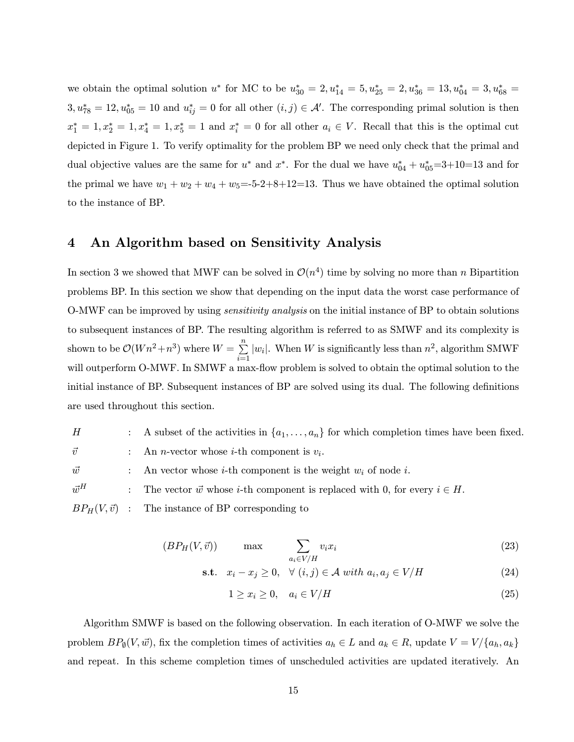we obtain the optimal solution $u^*$ for MC to be $u^*_{30} = 2, u^*_{14} = 5, u^*_{25} = 2, u^*_{36} = 13, u^*_{04} = 3, u^*_{68} = 3, u^*_{78} = 12, u^*_{05} = 10$ and $u^*_{ij} = 0$ for all other $(i, j) \in \mathcal{A}'$. The corresponding primal solution is then $x^*_1 = 1, x^*_2 = 1, x^*_4 = 1, x^*_5 = 1$ and $x^*_i = 0$ for all other $a_i \in V$. Recall that this is the optimal cut depicted in Figure 1. To verify optimality for the problem BP we need only check that the primal and dual objective values are the same for $u^*$ and $x^*$. For the dual we have $u^*_{04} + u^*_{05}$=3+10=13 and for the primal we have $w_1 + w_2 + w_4 + w_5$=-5-2+8+12=13. Thus we have obtained the optimal solution to the instance of BP.

## 4 An Algorithm based on Sensitivity Analysis

In section 3 we showed that MWF can be solved in $\mathcal{O}(n^4)$ time by solving no more than $n$ Bipartition problems BP. In this section we show that depending on the input data the worst case performance of O-MWF can be improved by using *sensitivity analysis* on the initial instance of BP to obtain solutions to subsequent instances of BP. The resulting algorithm is referred to as SMWF and its complexity is shown to be $\mathcal{O}(Wn^2+n^3)$ where $W = \sum_{i=1}^{n} |w_i|$. When $W$ is significantly less than $n^2$, algorithm SMWF will outperform O-MWF. In SMWF a max-flow problem is solved to obtain the optimal solution to the initial instance of BP. Subsequent instances of BP are solved using its dual. The following definitions are used throughout this section.

| | | |
|---|---|---|
| $H$ | : | A subset of the activities in $\{a_1, \ldots, a_n\}$ for which completion times have been fixed. |
| $\vec{v}$ | : | An $n$-vector whose $i$-th component is $v_i$. |
| $\vec{w}$ | : | An vector whose $i$-th component is the weight $w_i$ of node $i$. |
| $\vec{w}^H$ | : | The vector $\vec{w}$ whose $i$-th component is replaced with 0, for every $i \in H$. |
| $BP_H(V, \vec{v})$ | : | The instance of BP corresponding to |

$$(BP_H(V, \vec{v})) \qquad \max \quad \sum_{a_i \in V/H} v_i x_i \tag{23}$$

$$\textbf{s.t.} \quad x_i - x_j \geq 0, \quad \forall\ (i, j) \in \mathcal{A} \ with\ a_i, a_j \in V/H \tag{24}$$

$$1 \geq x_i \geq 0, \quad a_i \in V/H \tag{25}$$

Algorithm SMWF is based on the following observation. In each iteration of O-MWF we solve the problem $BP_\emptyset(V, \vec{w})$, fix the completion times of activities $a_h \in L$ and $a_k \in R$, update $V = V/\{a_h, a_k\}$ and repeat. In this scheme completion times of unscheduled activities are updated iteratively. An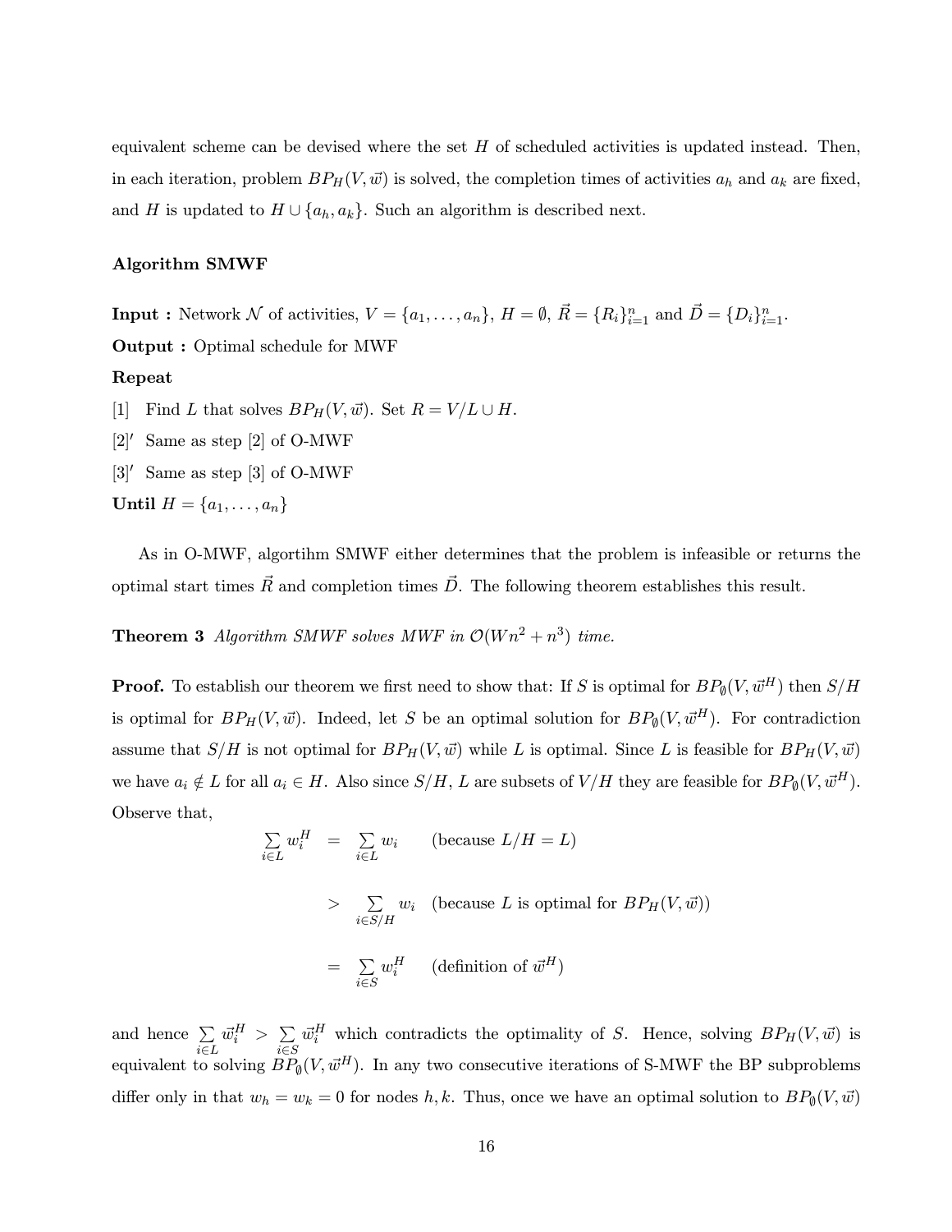equivalent scheme can be devised where the set $H$ of scheduled activities is updated instead. Then, in each iteration, problem $BP_H(V, \vec{w})$ is solved, the completion times of activities $a_h$ and $a_k$ are fixed, and $H$ is updated to $H \cup \{a_h, a_k\}$. Such an algorithm is described next.

**Algorithm SMWF**

**Input :** Network $\mathcal{N}$ of activities, $V = \{a_1, \ldots, a_n\}$, $H = \emptyset$, $\vec{R} = \{R_i\}_{i=1}^n$ and $\vec{D} = \{D_i\}_{i=1}^n$.

**Output :** Optimal schedule for MWF

**Repeat**

[1] Find $L$ that solves $BP_H(V, \vec{w})$. Set $R = V/L \cup H$.

[2]$'$ Same as step [2] of O-MWF

[3]$'$ Same as step [3] of O-MWF

**Until** $H = \{a_1, \ldots, a_n\}$

As in O-MWF, algortihm SMWF either determines that the problem is infeasible or returns the optimal start times $\vec{R}$ and completion times $\vec{D}$. The following theorem establishes this result.

**Theorem 3** *Algorithm SMWF solves MWF in $\mathcal{O}(Wn^2 + n^3)$ time.*

**Proof.** To establish our theorem we first need to show that: If $S$ is optimal for $BP_\emptyset(V, \vec{w}^H)$ then $S/H$ is optimal for $BP_H(V, \vec{w})$. Indeed, let $S$ be an optimal solution for $BP_\emptyset(V, \vec{w}^H)$. For contradiction assume that $S/H$ is not optimal for $BP_H(V, \vec{w})$ while $L$ is optimal. Since $L$ is feasible for $BP_H(V, \vec{w})$ we have $a_i \notin L$ for all $a_i \in H$. Also since $S/H$, $L$ are subsets of $V/H$ they are feasible for $BP_\emptyset(V, \vec{w}^H)$. Observe that,

$$
\begin{aligned}
\sum_{i \in L} w_i^H &= \sum_{i \in L} w_i \qquad \text{(because } L/H = L\text{)} \\
&> \sum_{i \in S/H} w_i \quad \text{(because } L \text{ is optimal for } BP_H(V, \vec{w})\text{)} \\
&= \sum_{i \in S} w_i^H \qquad \text{(definition of } \vec{w}^H\text{)}
\end{aligned}
$$

and hence $\sum_{i \in L} \vec{w}_i^H > \sum_{i \in S} \vec{w}_i^H$ which contradicts the optimality of $S$. Hence, solving $BP_H(V, \vec{w})$ is equivalent to solving $BP_\emptyset(V, \vec{w}^H)$. In any two consecutive iterations of S-MWF the BP subproblems differ only in that $w_h = w_k = 0$ for nodes $h, k$. Thus, once we have an optimal solution to $BP_\emptyset(V, \vec{w})$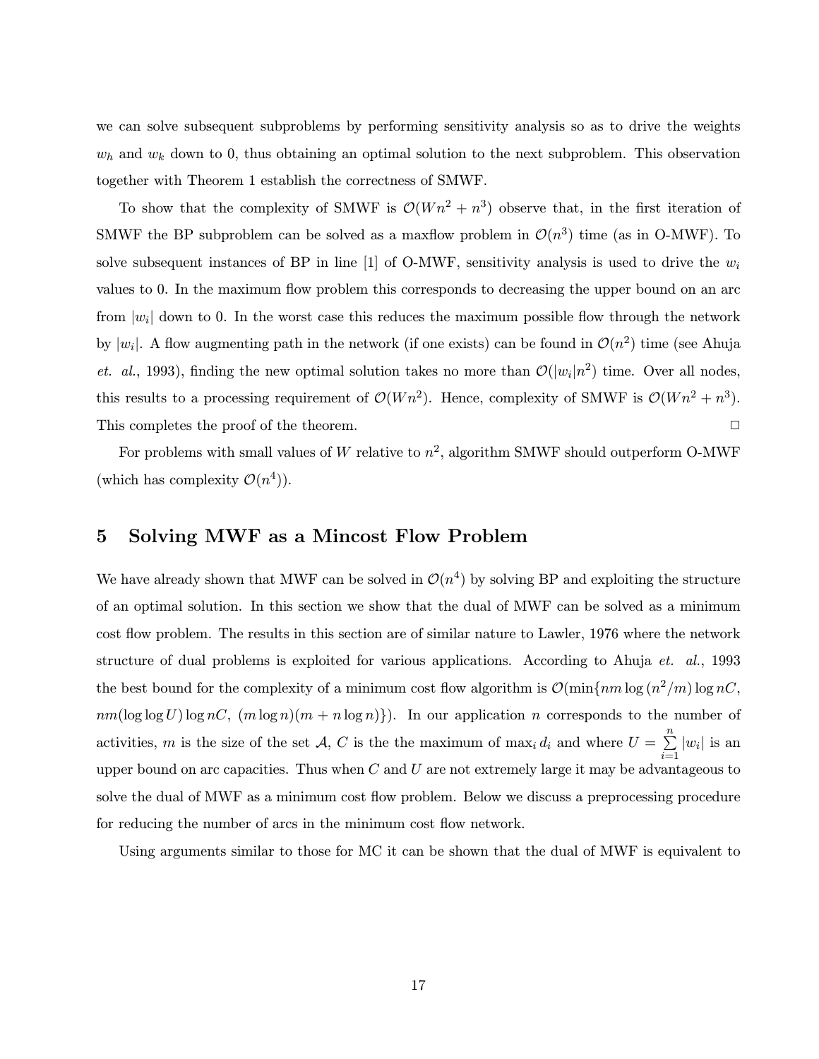we can solve subsequent subproblems by performing sensitivity analysis so as to drive the weights $w_h$ and $w_k$ down to 0, thus obtaining an optimal solution to the next subproblem. This observation together with Theorem 1 establish the correctness of SMWF.

To show that the complexity of SMWF is $\mathcal{O}(Wn^2 + n^3)$ observe that, in the first iteration of SMWF the BP subproblem can be solved as a maxflow problem in $\mathcal{O}(n^3)$ time (as in O-MWF). To solve subsequent instances of BP in line [1] of O-MWF, sensitivity analysis is used to drive the $w_i$ values to 0. In the maximum flow problem this corresponds to decreasing the upper bound on an arc from $|w_i|$ down to 0. In the worst case this reduces the maximum possible flow through the network by $|w_i|$. A flow augmenting path in the network (if one exists) can be found in $\mathcal{O}(n^2)$ time (see Ahuja *et. al.*, 1993), finding the new optimal solution takes no more than $\mathcal{O}(|w_i|n^2)$ time. Over all nodes, this results to a processing requirement of $\mathcal{O}(Wn^2)$. Hence, complexity of SMWF is $\mathcal{O}(Wn^2 + n^3)$. This completes the proof of the theorem. $\square$

For problems with small values of $W$ relative to $n^2$, algorithm SMWF should outperform O-MWF (which has complexity $\mathcal{O}(n^4)$).

## 5 Solving MWF as a Mincost Flow Problem

We have already shown that MWF can be solved in $\mathcal{O}(n^4)$ by solving BP and exploiting the structure of an optimal solution. In this section we show that the dual of MWF can be solved as a minimum cost flow problem. The results in this section are of similar nature to Lawler, 1976 where the network structure of dual problems is exploited for various applications. According to Ahuja *et. al.*, 1993 the best bound for the complexity of a minimum cost flow algorithm is $\mathcal{O}(\min\{nm \log(n^2/m) \log nC,\ nm(\log\log U) \log nC,\ (m \log n)(m + n \log n)\})$. In our application $n$ corresponds to the number of activities, $m$ is the size of the set $\mathcal{A}$, $C$ is the the maximum of $\max_i d_i$ and where $U = \sum_{i=1}^{n} |w_i|$ is an upper bound on arc capacities. Thus when $C$ and $U$ are not extremely large it may be advantageous to solve the dual of MWF as a minimum cost flow problem. Below we discuss a preprocessing procedure for reducing the number of arcs in the minimum cost flow network.

Using arguments similar to those for MC it can be shown that the dual of MWF is equivalent to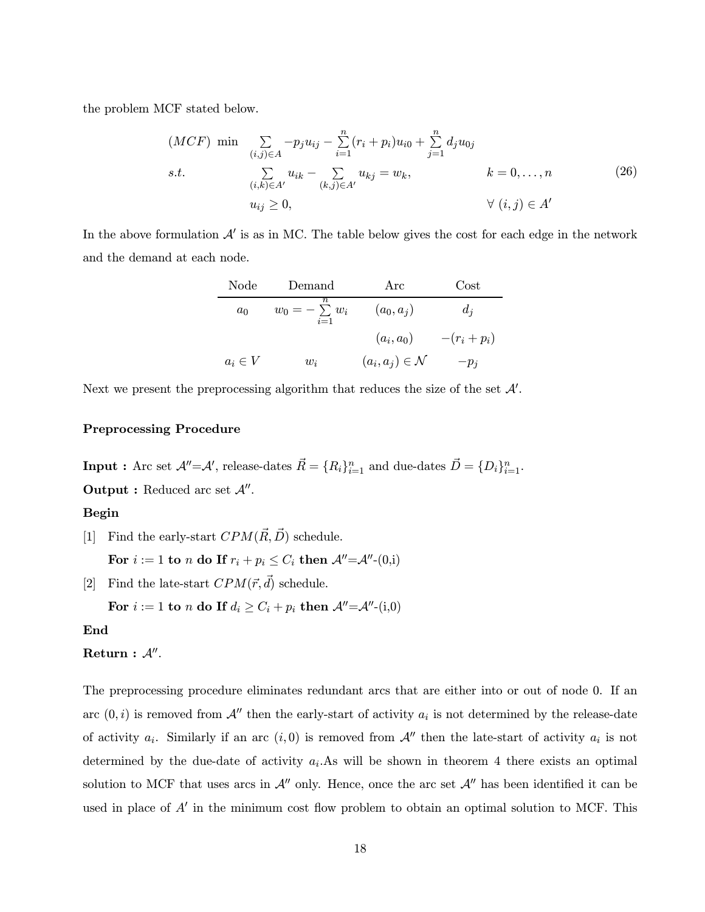the problem MCF stated below.

$$
\begin{array}{llr}
(MCF) \ \min & \sum\limits_{(i,j)\in A} -p_j u_{ij} - \sum\limits_{i=1}^{n} (r_i + p_i) u_{i0} + \sum\limits_{j=1}^{n} d_j u_{0j} & \\
s.t. & \sum\limits_{(i,k)\in A'} u_{ik} - \sum\limits_{(k,j)\in A'} u_{kj} = w_k, \qquad\qquad k = 0, \ldots, n & (26) \\
 & u_{ij} \geq 0, \qquad\qquad \forall\ (i,j) \in A' &
\end{array}
$$

In the above formulation $\mathcal{A}'$ is as in MC. The table below gives the cost for each edge in the network and the demand at each node.

| Node | Demand | Arc | Cost |
|---|---|---|---|
| $a_0$ | $w_0 = -\sum\limits_{i=1}^{n} w_i$ | $(a_0, a_j)$ | $d_j$ |
| | | $(a_i, a_0)$ | $-(r_i + p_i)$ |
| $a_i \in V$ | $w_i$ | $(a_i, a_j) \in \mathcal{N}$ | $-p_j$ |

Next we present the preprocessing algorithm that reduces the size of the set $\mathcal{A}'$.

**Preprocessing Procedure**

**Input :** Arc set $\mathcal{A}''$=$\mathcal{A}'$, release-dates $\vec{R} = \{R_i\}_{i=1}^{n}$ and due-dates $\vec{D} = \{D_i\}_{i=1}^{n}$.

**Output :** Reduced arc set $\mathcal{A}''$.

**Begin**

[1] Find the early-start $CPM(\vec{R}, \vec{D})$ schedule.

**For** $i := 1$ **to** $n$ **do If** $r_i + p_i \leq C_i$ **then** $\mathcal{A}''$=$\mathcal{A}''$-(0,i)

[2] Find the late-start $CPM(\vec{r}, \vec{d})$ schedule.

**For** $i := 1$ **to** $n$ **do If** $d_i \geq C_i + p_i$ **then** $\mathcal{A}''$=$\mathcal{A}''$-(i,0)

**End**

**Return :** $\mathcal{A}''$.

The preprocessing procedure eliminates redundant arcs that are either into or out of node 0. If an arc $(0, i)$ is removed from $\mathcal{A}''$ then the early-start of activity $a_i$ is not determined by the release-date of activity $a_i$. Similarly if an arc $(i, 0)$ is removed from $\mathcal{A}''$ then the late-start of activity $a_i$ is not determined by the due-date of activity $a_i$.As will be shown in theorem 4 there exists an optimal solution to MCF that uses arcs in $\mathcal{A}''$ only. Hence, once the arc set $\mathcal{A}''$ has been identified it can be used in place of $A'$ in the minimum cost flow problem to obtain an optimal solution to MCF. This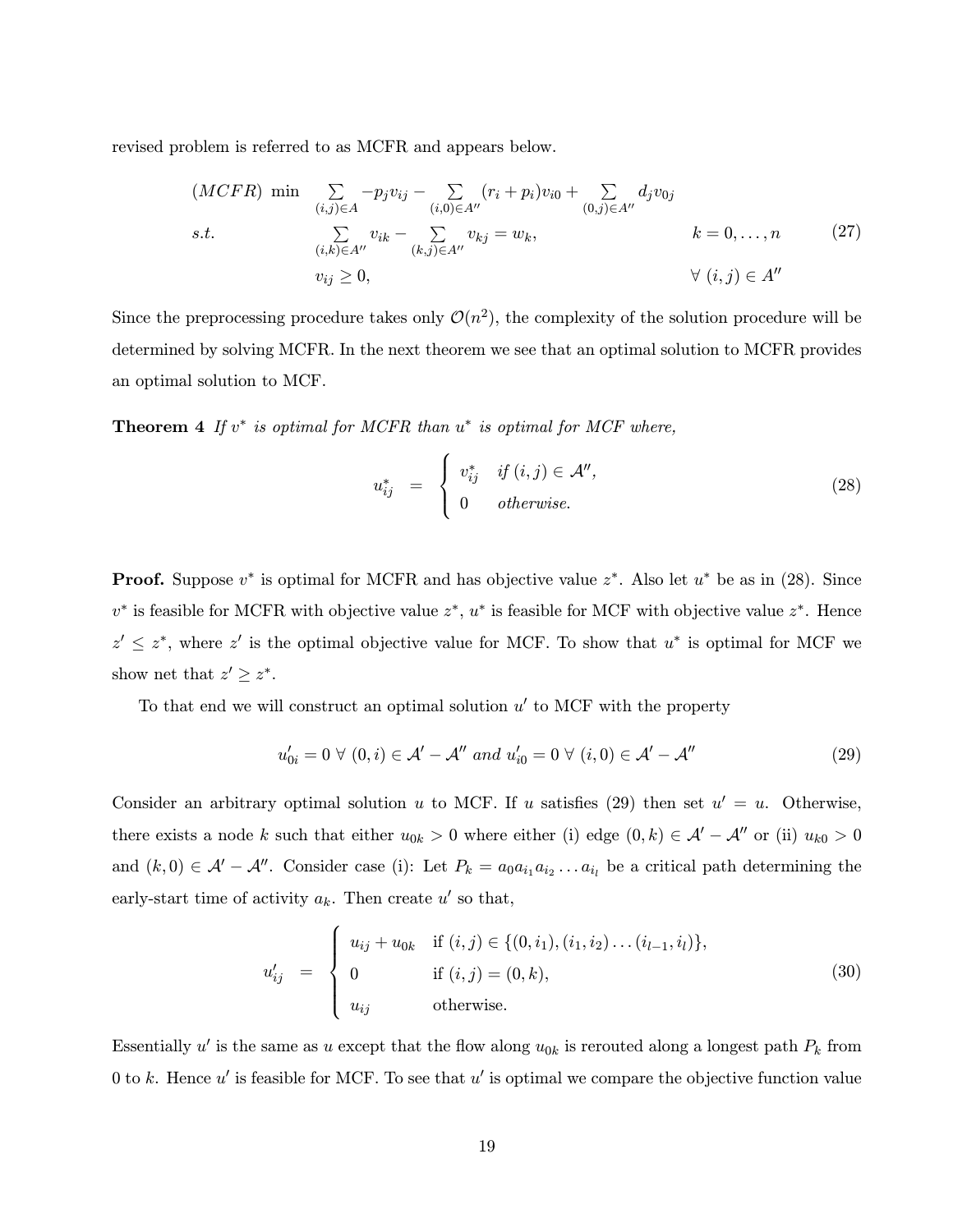revised problem is referred to as MCFR and appears below.

$$
\begin{array}{llr}
(MCFR) \ \min & \sum\limits_{(i,j)\in A} -p_j v_{ij} - \sum\limits_{(i,0)\in A''} (r_i + p_i) v_{i0} + \sum\limits_{(0,j)\in A''} d_j v_{0j} & \\
s.t. & \sum\limits_{(i,k)\in A''} v_{ik} - \sum\limits_{(k,j)\in A''} v_{kj} = w_k, \qquad\qquad k = 0, \ldots, n & (27) \\
& v_{ij} \geq 0, \qquad\qquad \forall \ (i,j) \in A'' &
\end{array}
$$

Since the preprocessing procedure takes only $\mathcal{O}(n^2)$, the complexity of the solution procedure will be determined by solving MCFR. In the next theorem we see that an optimal solution to MCFR provides an optimal solution to MCF.

**Theorem 4** *If $v^*$ is optimal for MCFR than $u^*$ is optimal for MCF where,*

$$
u^*_{ij} \ = \ \begin{cases} v^*_{ij} & \text{if } (i,j) \in \mathcal{A}'', \\ 0 & \text{otherwise.} \end{cases} \tag{28}
$$

**Proof.** Suppose $v^*$ is optimal for MCFR and has objective value $z^*$. Also let $u^*$ be as in (28). Since $v^*$ is feasible for MCFR with objective value $z^*$, $u^*$ is feasible for MCF with objective value $z^*$. Hence $z' \leq z^*$, where $z'$ is the optimal objective value for MCF. To show that $u^*$ is optimal for MCF we show net that $z' \geq z^*$.

To that end we will construct an optimal solution $u'$ to MCF with the property

$$
u'_{0i} = 0 \ \forall \ (0,i) \in \mathcal{A}' - \mathcal{A}'' \text{ and } u'_{i0} = 0 \ \forall \ (i,0) \in \mathcal{A}' - \mathcal{A}'' \tag{29}
$$

Consider an arbitrary optimal solution $u$ to MCF. If $u$ satisfies (29) then set $u' = u$. Otherwise, there exists a node $k$ such that either $u_{0k} > 0$ where either (i) edge $(0,k) \in \mathcal{A}' - \mathcal{A}''$ or (ii) $u_{k0} > 0$ and $(k,0) \in \mathcal{A}' - \mathcal{A}''$. Consider case (i): Let $P_k = a_0 a_{i_1} a_{i_2} \ldots a_{i_l}$ be a critical path determining the early-start time of activity $a_k$. Then create $u'$ so that,

$$
u'_{ij} \ = \ \begin{cases} u_{ij} + u_{0k} & \text{if } (i,j) \in \{(0,i_1),(i_1,i_2)\ldots(i_{l-1},i_l)\}, \\ 0 & \text{if } (i,j) = (0,k), \\ u_{ij} & \text{otherwise.} \end{cases} \tag{30}
$$

Essentially $u'$ is the same as $u$ except that the flow along $u_{0k}$ is rerouted along a longest path $P_k$ from 0 to $k$. Hence $u'$ is feasible for MCF. To see that $u'$ is optimal we compare the objective function value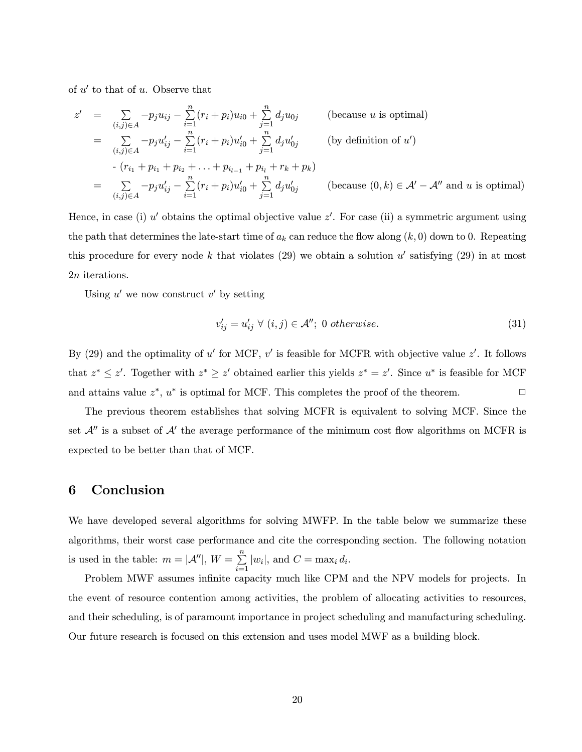of $u'$ to that of $u$. Observe that

$$
\begin{aligned}
z' &= \sum_{(i,j)\in A} -p_j u_{ij} - \sum_{i=1}^{n} (r_i + p_i) u_{i0} + \sum_{j=1}^{n} d_j u_{0j} && \text{(because } u \text{ is optimal)} \\
&= \sum_{(i,j)\in A} -p_j u'_{ij} - \sum_{i=1}^{n} (r_i + p_i) u'_{i0} + \sum_{j=1}^{n} d_j u'_{0j} && \text{(by definition of } u'\text{)} \\
&\quad - (r_{i_1} + p_{i_1} + p_{i_2} + \ldots + p_{i_{l-1}} + p_{i_l} + r_k + p_k) \\
&= \sum_{(i,j)\in A} -p_j u'_{ij} - \sum_{i=1}^{n} (r_i + p_i) u'_{i0} + \sum_{j=1}^{n} d_j u'_{0j} && \text{(because } (0,k) \in \mathcal{A}' - \mathcal{A}'' \text{ and } u \text{ is optimal)}
\end{aligned}
$$

Hence, in case (i) $u'$ obtains the optimal objective value $z'$. For case (ii) a symmetric argument using the path that determines the late-start time of $a_k$ can reduce the flow along $(k, 0)$ down to 0. Repeating this procedure for every node $k$ that violates (29) we obtain a solution $u'$ satisfying (29) in at most $2n$ iterations.

Using $u'$ we now construct $v'$ by setting

$$
v'_{ij} = u'_{ij} \ \forall \ (i,j) \in \mathcal{A}''; \ 0 \ \textit{otherwise}. \tag{31}
$$

By (29) and the optimality of $u'$ for MCF, $v'$ is feasible for MCFR with objective value $z'$. It follows that $z^* \leq z'$. Together with $z^* \geq z'$ obtained earlier this yields $z^* = z'$. Since $u^*$ is feasible for MCF and attains value $z^*$, $u^*$ is optimal for MCF. This completes the proof of the theorem. □

The previous theorem establishes that solving MCFR is equivalent to solving MCF. Since the set $\mathcal{A}''$ is a subset of $\mathcal{A}'$ the average performance of the minimum cost flow algorithms on MCFR is expected to be better than that of MCF.

## 6 Conclusion

We have developed several algorithms for solving MWFP. In the table below we summarize these algorithms, their worst case performance and cite the corresponding section. The following notation is used in the table: $m = |\mathcal{A}''|$, $W = \sum_{i=1}^{n} |w_i|$, and $C = \max_i d_i$.

Problem MWF assumes infinite capacity much like CPM and the NPV models for projects. In the event of resource contention among activities, the problem of allocating activities to resources, and their scheduling, is of paramount importance in project scheduling and manufacturing scheduling. Our future research is focused on this extension and uses model MWF as a building block.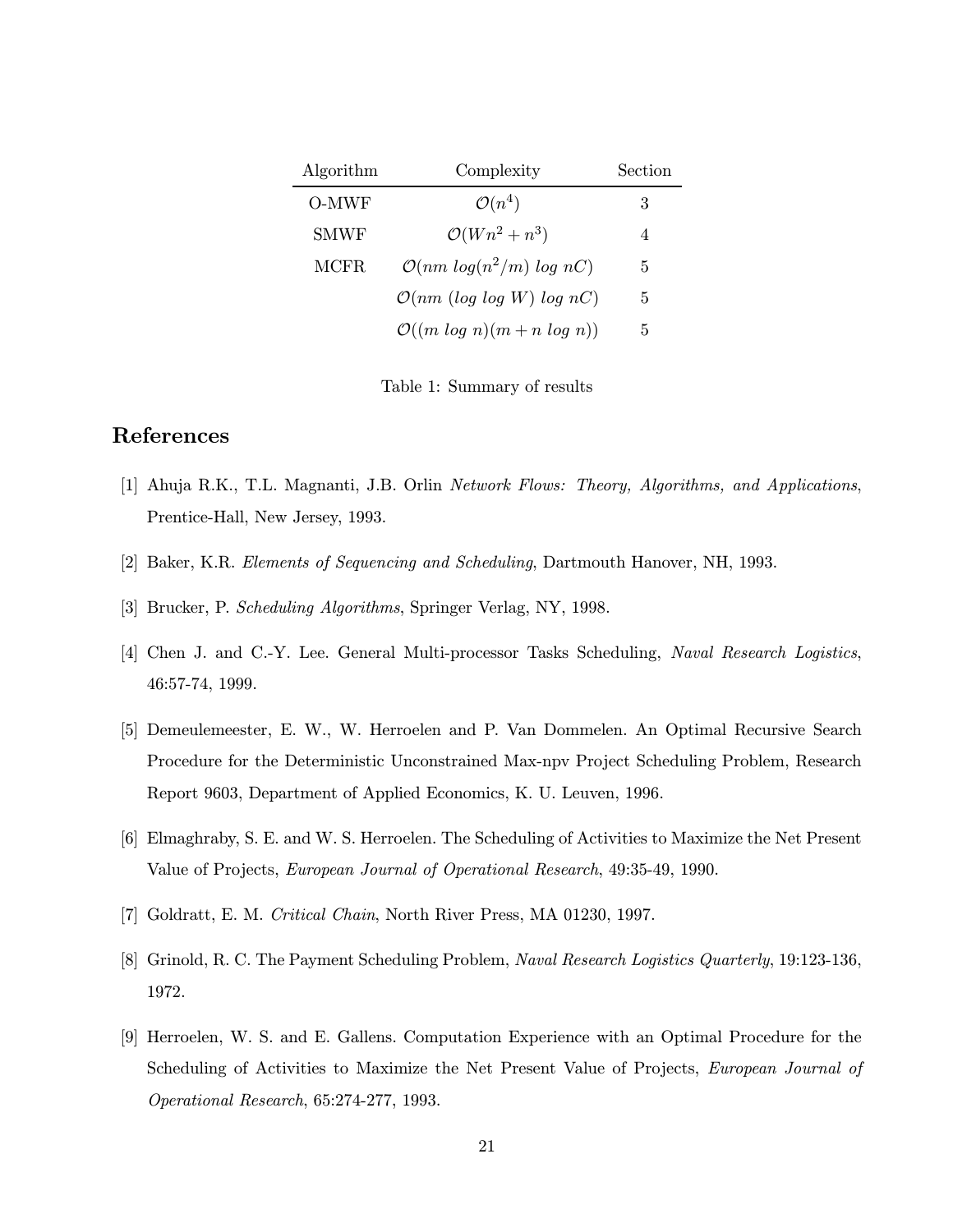| Algorithm | Complexity | Section |
| --- | --- | --- |
| O-MWF | $\mathcal{O}(n^4)$ | 3 |
| SMWF | $\mathcal{O}(Wn^2 + n^3)$ | 4 |
| MCFR | $\mathcal{O}(nm\ log(n^2/m)\ log\ nC)$ | 5 |
| | $\mathcal{O}(nm\ (log\ log\ W)\ log\ nC)$ | 5 |
| | $\mathcal{O}((m\ log\ n)(m + n\ log\ n))$ | 5 |

Table 1: Summary of results

# References

[1] Ahuja R.K., T.L. Magnanti, J.B. Orlin *Network Flows: Theory, Algorithms, and Applications*, Prentice-Hall, New Jersey, 1993.

[2] Baker, K.R. *Elements of Sequencing and Scheduling*, Dartmouth Hanover, NH, 1993.

[3] Brucker, P. *Scheduling Algorithms*, Springer Verlag, NY, 1998.

[4] Chen J. and C.-Y. Lee. General Multi-processor Tasks Scheduling, *Naval Research Logistics*, 46:57-74, 1999.

[5] Demeulemeester, E. W., W. Herroelen and P. Van Dommelen. An Optimal Recursive Search Procedure for the Deterministic Unconstrained Max-npv Project Scheduling Problem, Research Report 9603, Department of Applied Economics, K. U. Leuven, 1996.

[6] Elmaghraby, S. E. and W. S. Herroelen. The Scheduling of Activities to Maximize the Net Present Value of Projects, *European Journal of Operational Research*, 49:35-49, 1990.

[7] Goldratt, E. M. *Critical Chain*, North River Press, MA 01230, 1997.

[8] Grinold, R. C. The Payment Scheduling Problem, *Naval Research Logistics Quarterly*, 19:123-136, 1972.

[9] Herroelen, W. S. and E. Gallens. Computation Experience with an Optimal Procedure for the Scheduling of Activities to Maximize the Net Present Value of Projects, *European Journal of Operational Research*, 65:274-277, 1993.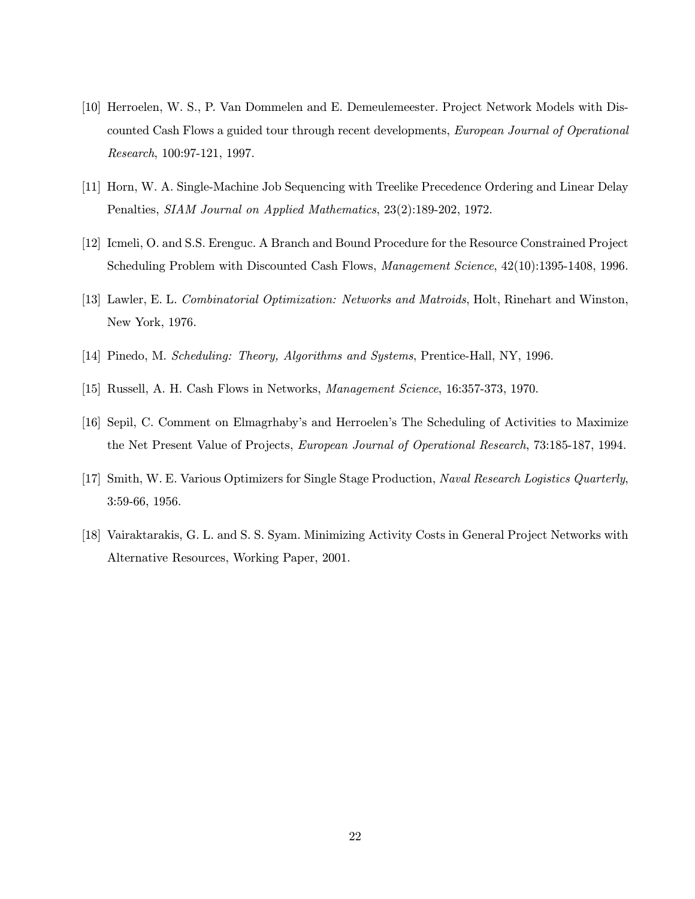[10] Herroelen, W. S., P. Van Dommelen and E. Demeulemeester. Project Network Models with Discounted Cash Flows a guided tour through recent developments, *European Journal of Operational Research*, 100:97-121, 1997.

[11] Horn, W. A. Single-Machine Job Sequencing with Treelike Precedence Ordering and Linear Delay Penalties, *SIAM Journal on Applied Mathematics*, 23(2):189-202, 1972.

[12] Icmeli, O. and S.S. Erenguc. A Branch and Bound Procedure for the Resource Constrained Project Scheduling Problem with Discounted Cash Flows, *Management Science*, 42(10):1395-1408, 1996.

[13] Lawler, E. L. *Combinatorial Optimization: Networks and Matroids*, Holt, Rinehart and Winston, New York, 1976.

[14] Pinedo, M. *Scheduling: Theory, Algorithms and Systems*, Prentice-Hall, NY, 1996.

[15] Russell, A. H. Cash Flows in Networks, *Management Science*, 16:357-373, 1970.

[16] Sepil, C. Comment on Elmagrhaby's and Herroelen's The Scheduling of Activities to Maximize the Net Present Value of Projects, *European Journal of Operational Research*, 73:185-187, 1994.

[17] Smith, W. E. Various Optimizers for Single Stage Production, *Naval Research Logistics Quarterly*, 3:59-66, 1956.

[18] Vairaktarakis, G. L. and S. S. Syam. Minimizing Activity Costs in General Project Networks with Alternative Resources, Working Paper, 2001.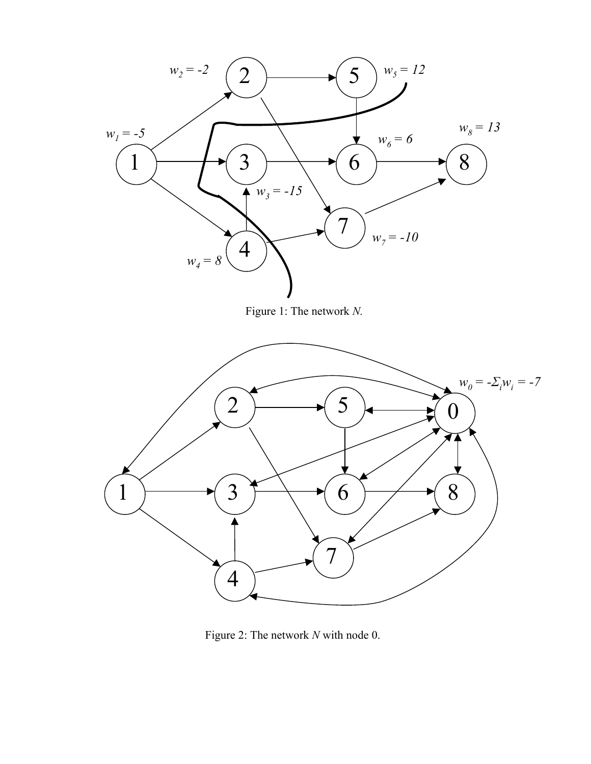Figure 1: The network $N$.

Figure 2: The network $N$ with node 0.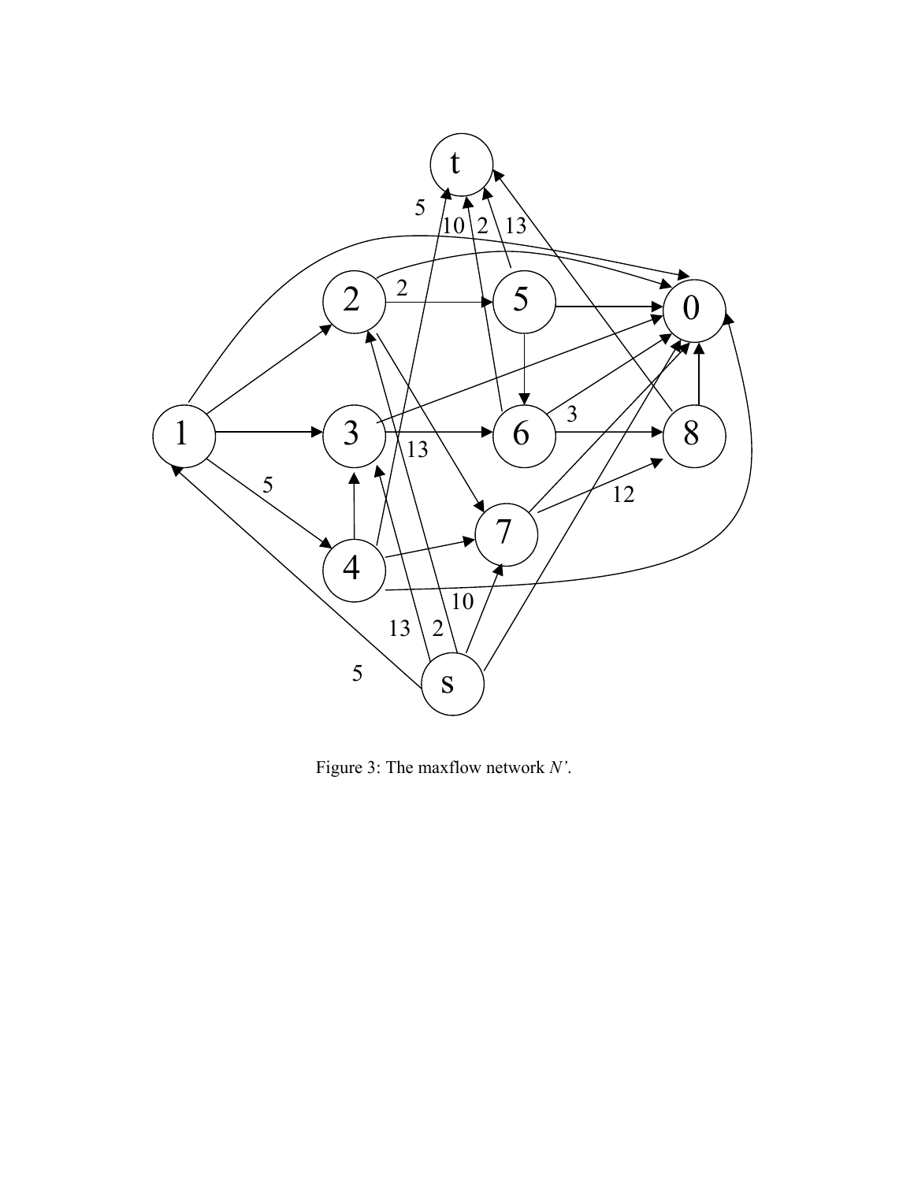t

5 10 2 13

2 2 5 0

1 3 6 8

3 13

5 12

7

4

10

13 2

5 s

Figure 3: The maxflow network *N'*.